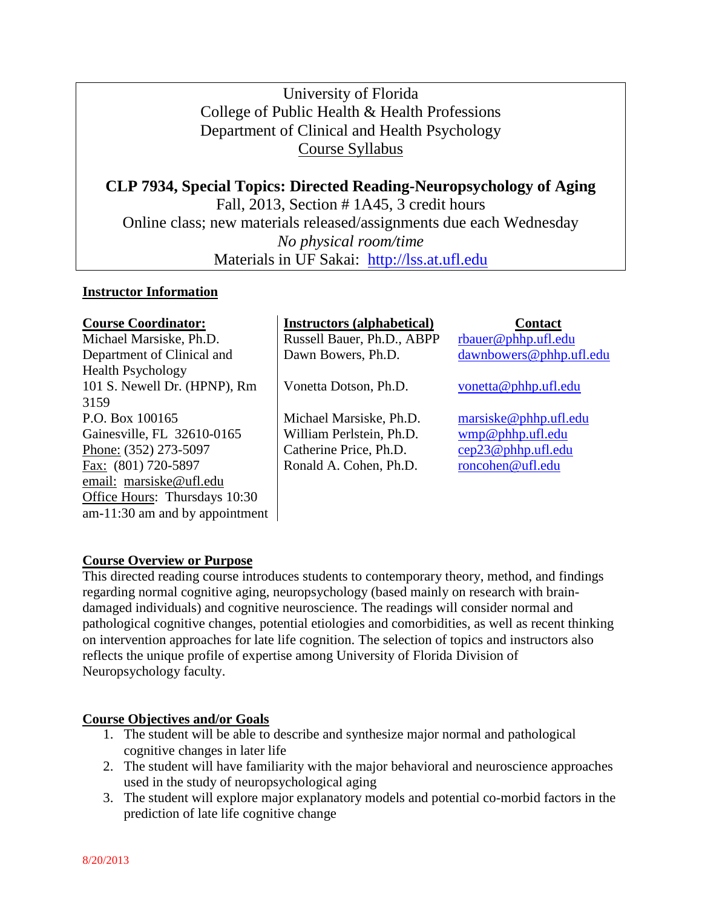University of Florida
College of Public Health & Health Professions
Department of Clinical and Health Psychology
Course Syllabus

# CLP 7934, Special Topics: Directed Reading-Neuropsychology of Aging

Fall, 2013, Section # 1A45, 3 credit hours
Online class; new materials released/assignments due each Wednesday
*No physical room/time*
Materials in UF Sakai: http://lss.at.ufl.edu

## Instructor Information

**Course Coordinator:**
Michael Marsiske, Ph.D.
Department of Clinical and Health Psychology
101 S. Newell Dr. (HPNP), Rm 3159
P.O. Box 100165
Gainesville, FL 32610-0165
Phone: (352) 273-5097
Fax: (801) 720-5897
email: marsiske@ufl.edu
Office Hours: Thursdays 10:30 am-11:30 am and by appointment

| Instructors (alphabetical) | Contact |
|---|---|
| Russell Bauer, Ph.D., ABPP | rbauer@phhp.ufl.edu |
| Dawn Bowers, Ph.D. | dawnbowers@phhp.ufl.edu |
| Vonetta Dotson, Ph.D. | vonetta@phhp.ufl.edu |
| Michael Marsiske, Ph.D. | marsiske@phhp.ufl.edu |
| William Perlstein, Ph.D. | wmp@phhp.ufl.edu |
| Catherine Price, Ph.D. | cep23@phhp.ufl.edu |
| Ronald A. Cohen, Ph.D. | roncohen@ufl.edu |

## Course Overview or Purpose

This directed reading course introduces students to contemporary theory, method, and findings regarding normal cognitive aging, neuropsychology (based mainly on research with brain-damaged individuals) and cognitive neuroscience. The readings will consider normal and pathological cognitive changes, potential etiologies and comorbidities, as well as recent thinking on intervention approaches for late life cognition. The selection of topics and instructors also reflects the unique profile of expertise among University of Florida Division of Neuropsychology faculty.

## Course Objectives and/or Goals

1. The student will be able to describe and synthesize major normal and pathological cognitive changes in later life
2. The student will have familiarity with the major behavioral and neuroscience approaches used in the study of neuropsychological aging
3. The student will explore major explanatory models and potential co-morbid factors in the prediction of late life cognitive change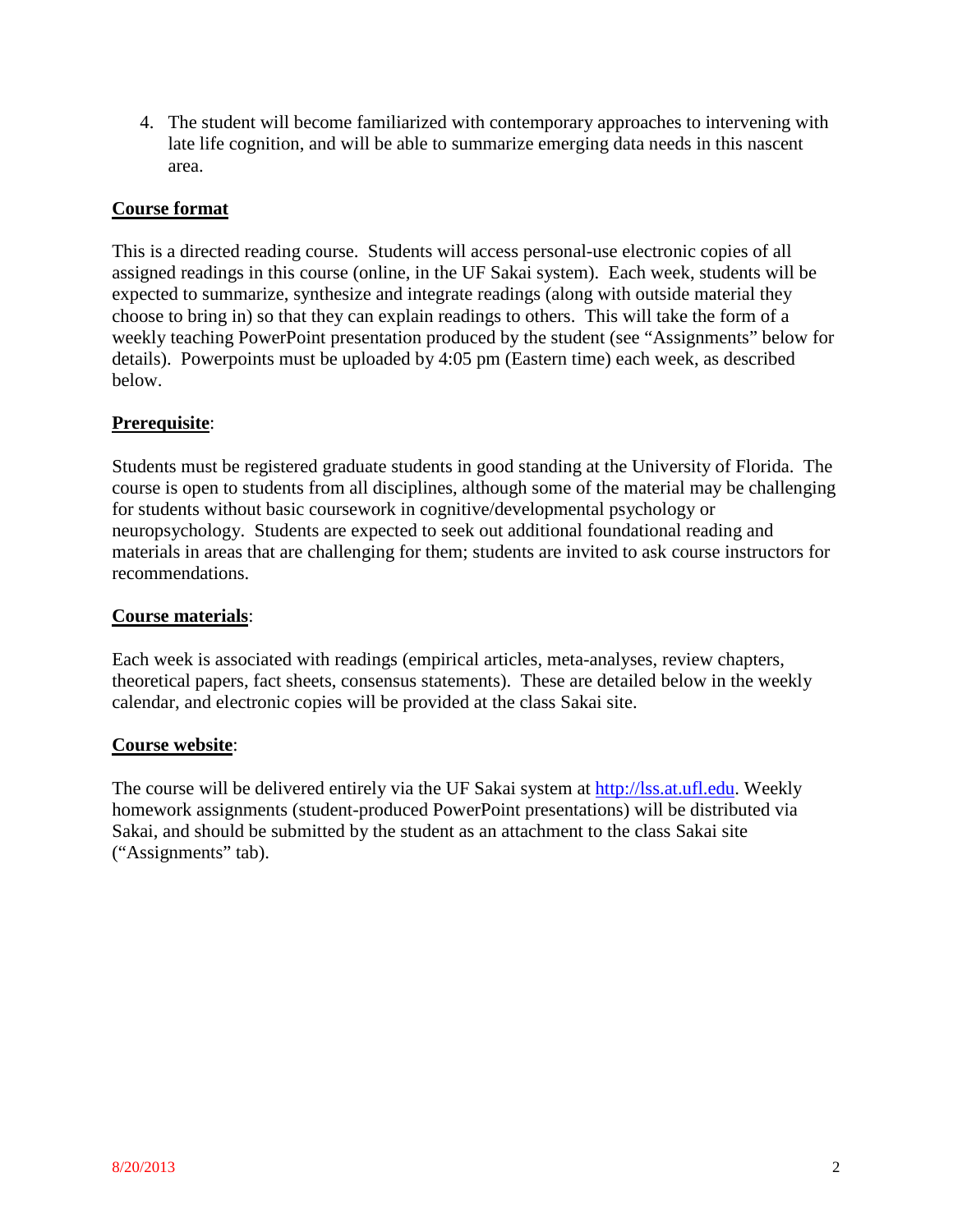4. The student will become familiarized with contemporary approaches to intervening with late life cognition, and will be able to summarize emerging data needs in this nascent area.

**Course format**

This is a directed reading course. Students will access personal-use electronic copies of all assigned readings in this course (online, in the UF Sakai system). Each week, students will be expected to summarize, synthesize and integrate readings (along with outside material they choose to bring in) so that they can explain readings to others. This will take the form of a weekly teaching PowerPoint presentation produced by the student (see "Assignments" below for details). Powerpoints must be uploaded by 4:05 pm (Eastern time) each week, as described below.

**Prerequisite**:

Students must be registered graduate students in good standing at the University of Florida. The course is open to students from all disciplines, although some of the material may be challenging for students without basic coursework in cognitive/developmental psychology or neuropsychology. Students are expected to seek out additional foundational reading and materials in areas that are challenging for them; students are invited to ask course instructors for recommendations.

**Course materials**:

Each week is associated with readings (empirical articles, meta-analyses, review chapters, theoretical papers, fact sheets, consensus statements). These are detailed below in the weekly calendar, and electronic copies will be provided at the class Sakai site.

**Course website**:

The course will be delivered entirely via the UF Sakai system at [http://lss.at.ufl.edu](http://lss.at.ufl.edu). Weekly homework assignments (student-produced PowerPoint presentations) will be distributed via Sakai, and should be submitted by the student as an attachment to the class Sakai site ("Assignments" tab).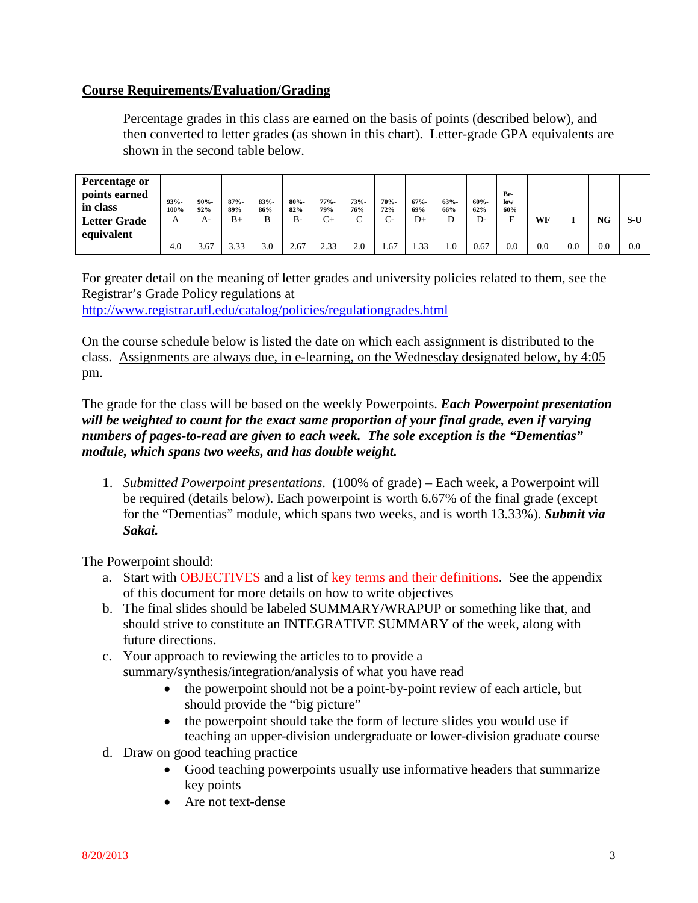## Course Requirements/Evaluation/Grading

Percentage grades in this class are earned on the basis of points (described below), and then converted to letter grades (as shown in this chart). Letter-grade GPA equivalents are shown in the second table below.

| Percentage or points earned in class | 93%-100% | 90%-92% | 87%-89% | 83%-86% | 80%-82% | 77%-79% | 73%-76% | 70%-72% | 67%-69% | 63%-66% | 60%-62% | Below 60% | | | | |
|---|---|---|---|---|---|---|---|---|---|---|---|---|---|---|---|---|
| Letter Grade equivalent | A | A- | B+ | B | B- | C+ | C | C- | D+ | D | D- | E | WF | I | NG | S-U |
| | 4.0 | 3.67 | 3.33 | 3.0 | 2.67 | 2.33 | 2.0 | 1.67 | 1.33 | 1.0 | 0.67 | 0.0 | 0.0 | 0.0 | 0.0 | 0.0 |

For greater detail on the meaning of letter grades and university policies related to them, see the Registrar's Grade Policy regulations at
http://www.registrar.ufl.edu/catalog/policies/regulationgrades.html

On the course schedule below is listed the date on which each assignment is distributed to the class. Assignments are always due, in e-learning, on the Wednesday designated below, by 4:05 pm.

The grade for the class will be based on the weekly Powerpoints. ***Each Powerpoint presentation will be weighted to count for the exact same proportion of your final grade, even if varying numbers of pages-to-read are given to each week. The sole exception is the "Dementias" module, which spans two weeks, and has double weight.***

1. *Submitted Powerpoint presentations*. (100% of grade) – Each week, a Powerpoint will be required (details below). Each powerpoint is worth 6.67% of the final grade (except for the "Dementias" module, which spans two weeks, and is worth 13.33%). ***Submit via Sakai.***

The Powerpoint should:

a. Start with OBJECTIVES and a list of key terms and their definitions. See the appendix of this document for more details on how to write objectives
b. The final slides should be labeled SUMMARY/WRAPUP or something like that, and should strive to constitute an INTEGRATIVE SUMMARY of the week, along with future directions.
c. Your approach to reviewing the articles to to provide a summary/synthesis/integration/analysis of what you have read
    - the powerpoint should not be a point-by-point review of each article, but should provide the "big picture"
    - the powerpoint should take the form of lecture slides you would use if teaching an upper-division undergraduate or lower-division graduate course
d. Draw on good teaching practice
    - Good teaching powerpoints usually use informative headers that summarize key points
    - Are not text-dense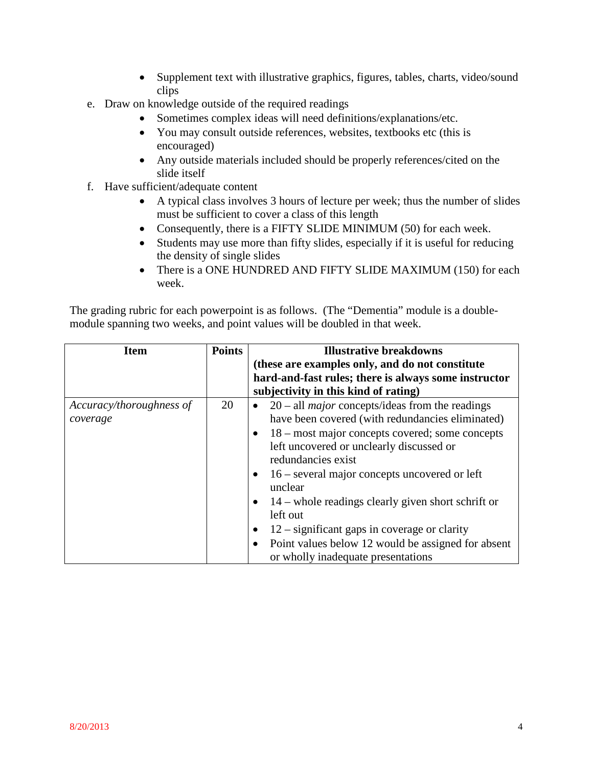- Supplement text with illustrative graphics, figures, tables, charts, video/sound clips

e. Draw on knowledge outside of the required readings
    - Sometimes complex ideas will need definitions/explanations/etc.
    - You may consult outside references, websites, textbooks etc (this is encouraged)
    - Any outside materials included should be properly references/cited on the slide itself

f. Have sufficient/adequate content
    - A typical class involves 3 hours of lecture per week; thus the number of slides must be sufficient to cover a class of this length
    - Consequently, there is a FIFTY SLIDE MINIMUM (50) for each week.
    - Students may use more than fifty slides, especially if it is useful for reducing the density of single slides
    - There is a ONE HUNDRED AND FIFTY SLIDE MAXIMUM (150) for each week.

The grading rubric for each powerpoint is as follows. (The "Dementia" module is a double-module spanning two weeks, and point values will be doubled in that week.

| **Item** | **Points** | **Illustrative breakdowns (these are examples only, and do not constitute hard-and-fast rules; there is always some instructor subjectivity in this kind of rating)** |
|---|---|---|
| *Accuracy/thoroughness of coverage* | 20 | • 20 – all *major* concepts/ideas from the readings have been covered (with redundancies eliminated)<br>• 18 – most major concepts covered; some concepts left uncovered or unclearly discussed or redundancies exist<br>• 16 – several major concepts uncovered or left unclear<br>• 14 – whole readings clearly given short schrift or left out<br>• 12 – significant gaps in coverage or clarity<br>• Point values below 12 would be assigned for absent or wholly inadequate presentations |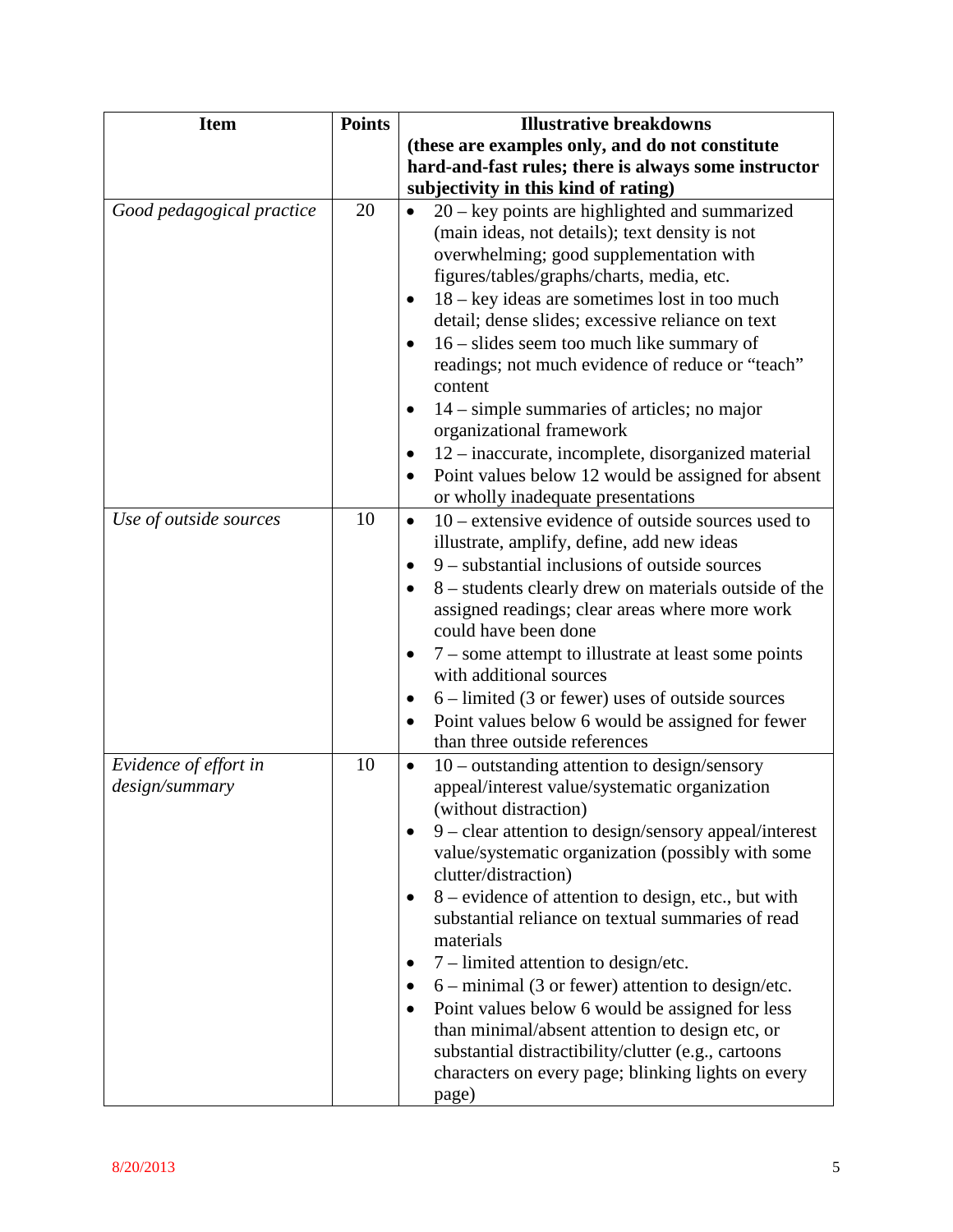| Item | Points | Illustrative breakdowns **(these are examples only, and do not constitute hard-and-fast rules; there is always some instructor subjectivity in this kind of rating)** |
|---|---|---|
| *Good pedagogical practice* | 20 | • 20 – key points are highlighted and summarized (main ideas, not details); text density is not overwhelming; good supplementation with figures/tables/graphs/charts, media, etc.<br>• 18 – key ideas are sometimes lost in too much detail; dense slides; excessive reliance on text<br>• 16 – slides seem too much like summary of readings; not much evidence of reduce or "teach" content<br>• 14 – simple summaries of articles; no major organizational framework<br>• 12 – inaccurate, incomplete, disorganized material<br>• Point values below 12 would be assigned for absent or wholly inadequate presentations |
| *Use of outside sources* | 10 | • 10 – extensive evidence of outside sources used to illustrate, amplify, define, add new ideas<br>• 9 – substantial inclusions of outside sources<br>• 8 – students clearly drew on materials outside of the assigned readings; clear areas where more work could have been done<br>• 7 – some attempt to illustrate at least some points with additional sources<br>• 6 – limited (3 or fewer) uses of outside sources<br>• Point values below 6 would be assigned for fewer than three outside references |
| *Evidence of effort in design/summary* | 10 | • 10 – outstanding attention to design/sensory appeal/interest value/systematic organization (without distraction)<br>• 9 – clear attention to design/sensory appeal/interest value/systematic organization (possibly with some clutter/distraction)<br>• 8 – evidence of attention to design, etc., but with substantial reliance on textual summaries of read materials<br>• 7 – limited attention to design/etc.<br>• 6 – minimal (3 or fewer) attention to design/etc.<br>• Point values below 6 would be assigned for less than minimal/absent attention to design etc, or substantial distractibility/clutter (e.g., cartoons characters on every page; blinking lights on every page) |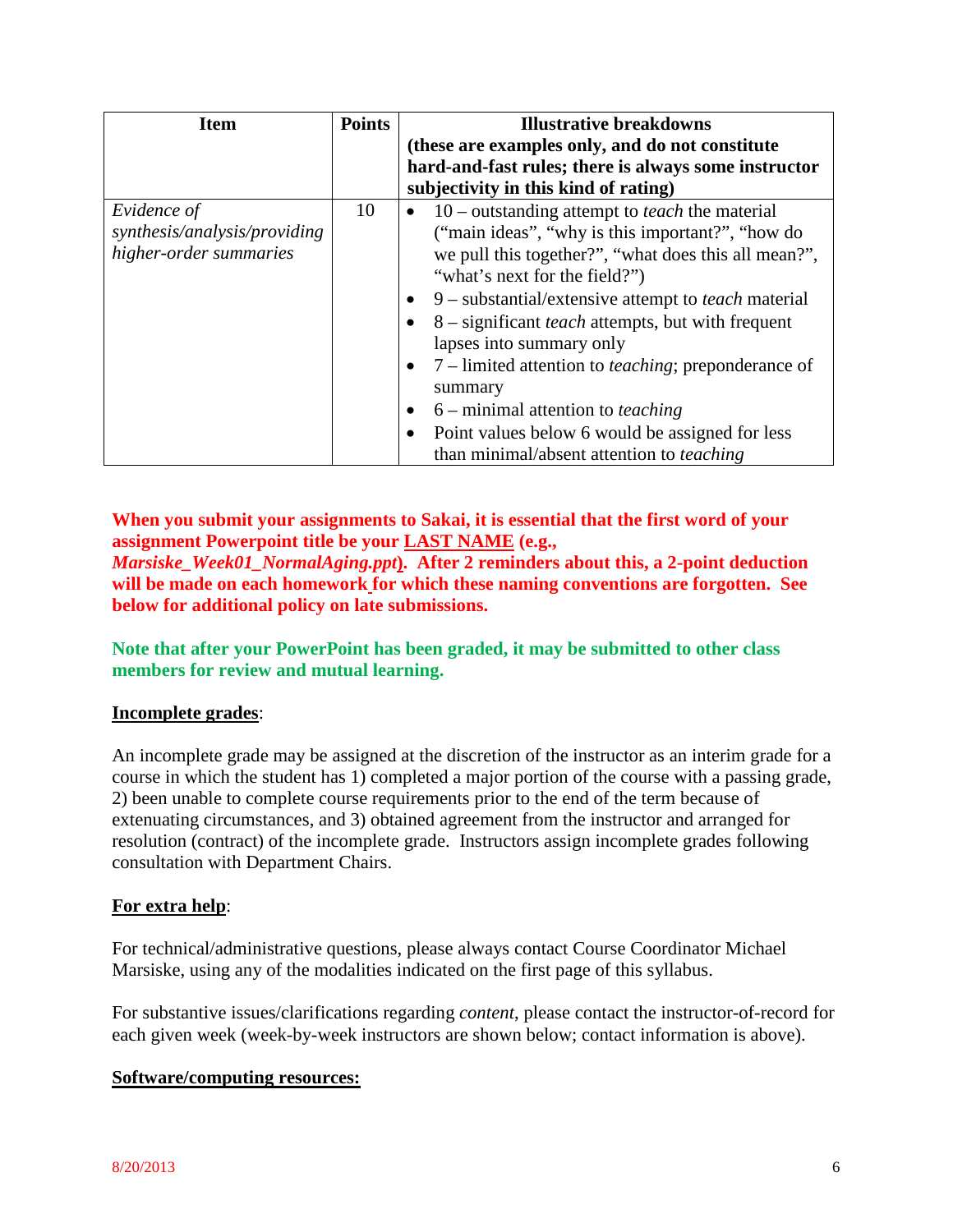| Item | Points | Illustrative breakdowns (these are examples only, and do not constitute hard-and-fast rules; there is always some instructor subjectivity in this kind of rating) |
|---|---|---|
| *Evidence of synthesis/analysis/providing higher-order summaries* | 10 | • 10 – outstanding attempt to *teach* the material ("main ideas", "why is this important?", "how do we pull this together?", "what does this all mean?", "what's next for the field?")<br>• 9 – substantial/extensive attempt to *teach* material<br>• 8 – significant *teach* attempts, but with frequent lapses into summary only<br>• 7 – limited attention to *teaching*; preponderance of summary<br>• 6 – minimal attention to *teaching*<br>• Point values below 6 would be assigned for less than minimal/absent attention to *teaching* |

**When you submit your assignments to Sakai, it is essential that the first word of your assignment Powerpoint title be your LAST NAME (e.g., *Marsiske_Week01_NormalAging.ppt*). After 2 reminders about this, a 2-point deduction will be made on each homework for which these naming conventions are forgotten. See below for additional policy on late submissions.**

**Note that after your PowerPoint has been graded, it may be submitted to other class members for review and mutual learning.**

**Incomplete grades**:

An incomplete grade may be assigned at the discretion of the instructor as an interim grade for a course in which the student has 1) completed a major portion of the course with a passing grade, 2) been unable to complete course requirements prior to the end of the term because of extenuating circumstances, and 3) obtained agreement from the instructor and arranged for resolution (contract) of the incomplete grade. Instructors assign incomplete grades following consultation with Department Chairs.

**For extra help**:

For technical/administrative questions, please always contact Course Coordinator Michael Marsiske, using any of the modalities indicated on the first page of this syllabus.

For substantive issues/clarifications regarding *content*, please contact the instructor-of-record for each given week (week-by-week instructors are shown below; contact information is above).

**Software/computing resources:**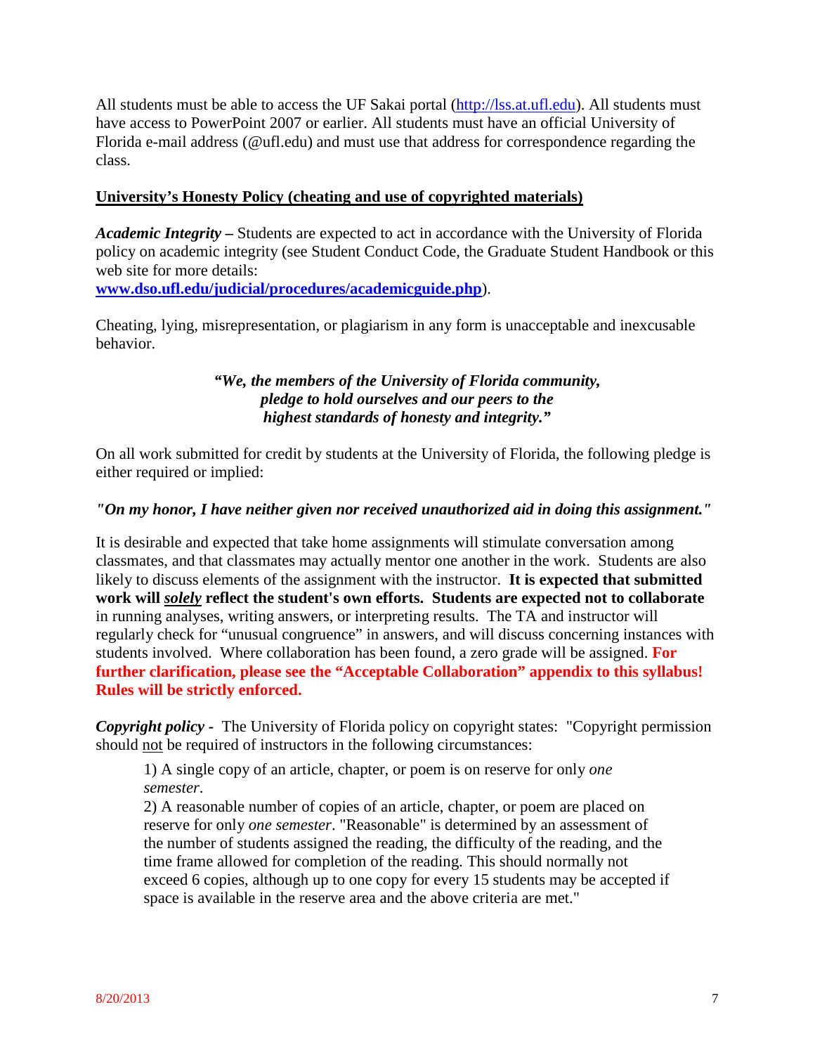All students must be able to access the UF Sakai portal (http://lss.at.ufl.edu). All students must have access to PowerPoint 2007 or earlier. All students must have an official University of Florida e-mail address (@ufl.edu) and must use that address for correspondence regarding the class.

## University's Honesty Policy (cheating and use of copyrighted materials)

***Academic Integrity –*** Students are expected to act in accordance with the University of Florida policy on academic integrity (see Student Conduct Code, the Graduate Student Handbook or this web site for more details: **www.dso.ufl.edu/judicial/procedures/academicguide.php**).

Cheating, lying, misrepresentation, or plagiarism in any form is unacceptable and inexcusable behavior.

> ***"We, the members of the University of Florida community, pledge to hold ourselves and our peers to the highest standards of honesty and integrity."***

On all work submitted for credit by students at the University of Florida, the following pledge is either required or implied:

***"On my honor, I have neither given nor received unauthorized aid in doing this assignment."***

It is desirable and expected that take home assignments will stimulate conversation among classmates, and that classmates may actually mentor one another in the work. Students are also likely to discuss elements of the assignment with the instructor. **It is expected that submitted work will *solely* reflect the student's own efforts. Students are expected not to collaborate** in running analyses, writing answers, or interpreting results. The TA and instructor will regularly check for "unusual congruence" in answers, and will discuss concerning instances with students involved. Where collaboration has been found, a zero grade will be assigned. **For further clarification, please see the "Acceptable Collaboration" appendix to this syllabus! Rules will be strictly enforced.**

***Copyright policy -*** The University of Florida policy on copyright states: "Copyright permission should not be required of instructors in the following circumstances:

> 1) A single copy of an article, chapter, or poem is on reserve for only *one semester*.
> 2) A reasonable number of copies of an article, chapter, or poem are placed on reserve for only *one semester*. "Reasonable" is determined by an assessment of the number of students assigned the reading, the difficulty of the reading, and the time frame allowed for completion of the reading. This should normally not exceed 6 copies, although up to one copy for every 15 students may be accepted if space is available in the reserve area and the above criteria are met."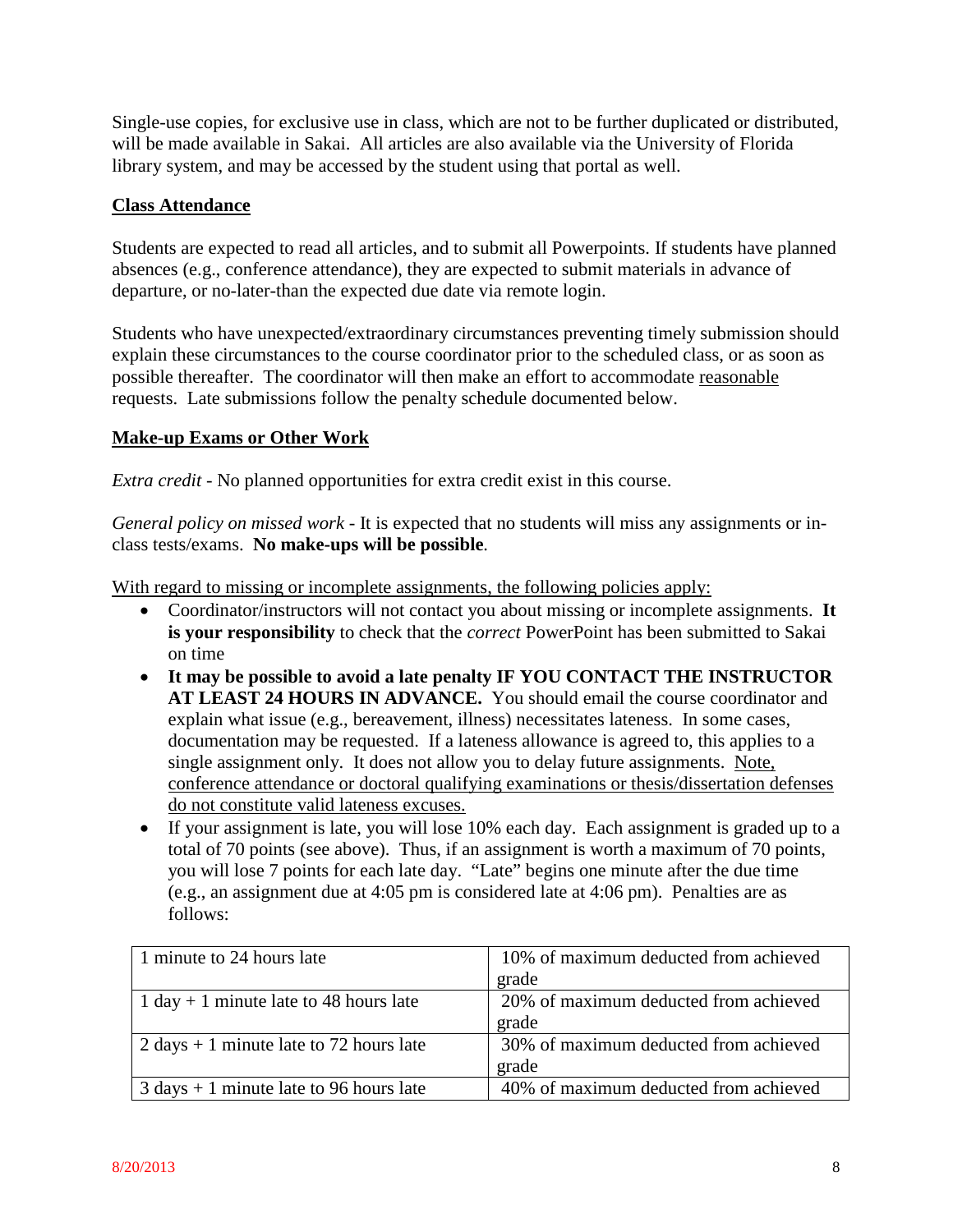Single-use copies, for exclusive use in class, which are not to be further duplicated or distributed, will be made available in Sakai. All articles are also available via the University of Florida library system, and may be accessed by the student using that portal as well.

## Class Attendance

Students are expected to read all articles, and to submit all Powerpoints. If students have planned absences (e.g., conference attendance), they are expected to submit materials in advance of departure, or no-later-than the expected due date via remote login.

Students who have unexpected/extraordinary circumstances preventing timely submission should explain these circumstances to the course coordinator prior to the scheduled class, or as soon as possible thereafter. The coordinator will then make an effort to accommodate reasonable requests. Late submissions follow the penalty schedule documented below.

## Make-up Exams or Other Work

*Extra credit* - No planned opportunities for extra credit exist in this course.

*General policy on missed work* - It is expected that no students will miss any assignments or in-class tests/exams. **No make-ups will be possible**.

With regard to missing or incomplete assignments, the following policies apply:

- Coordinator/instructors will not contact you about missing or incomplete assignments. **It is your responsibility** to check that the *correct* PowerPoint has been submitted to Sakai on time
- **It may be possible to avoid a late penalty IF YOU CONTACT THE INSTRUCTOR AT LEAST 24 HOURS IN ADVANCE.** You should email the course coordinator and explain what issue (e.g., bereavement, illness) necessitates lateness. In some cases, documentation may be requested. If a lateness allowance is agreed to, this applies to a single assignment only. It does not allow you to delay future assignments. Note, conference attendance or doctoral qualifying examinations or thesis/dissertation defenses do not constitute valid lateness excuses.
- If your assignment is late, you will lose 10% each day. Each assignment is graded up to a total of 70 points (see above). Thus, if an assignment is worth a maximum of 70 points, you will lose 7 points for each late day. "Late" begins one minute after the due time (e.g., an assignment due at 4:05 pm is considered late at 4:06 pm). Penalties are as follows:

| | |
|---|---|
| 1 minute to 24 hours late | 10% of maximum deducted from achieved grade |
| 1 day + 1 minute late to 48 hours late | 20% of maximum deducted from achieved grade |
| 2 days + 1 minute late to 72 hours late | 30% of maximum deducted from achieved grade |
| 3 days + 1 minute late to 96 hours late | 40% of maximum deducted from achieved |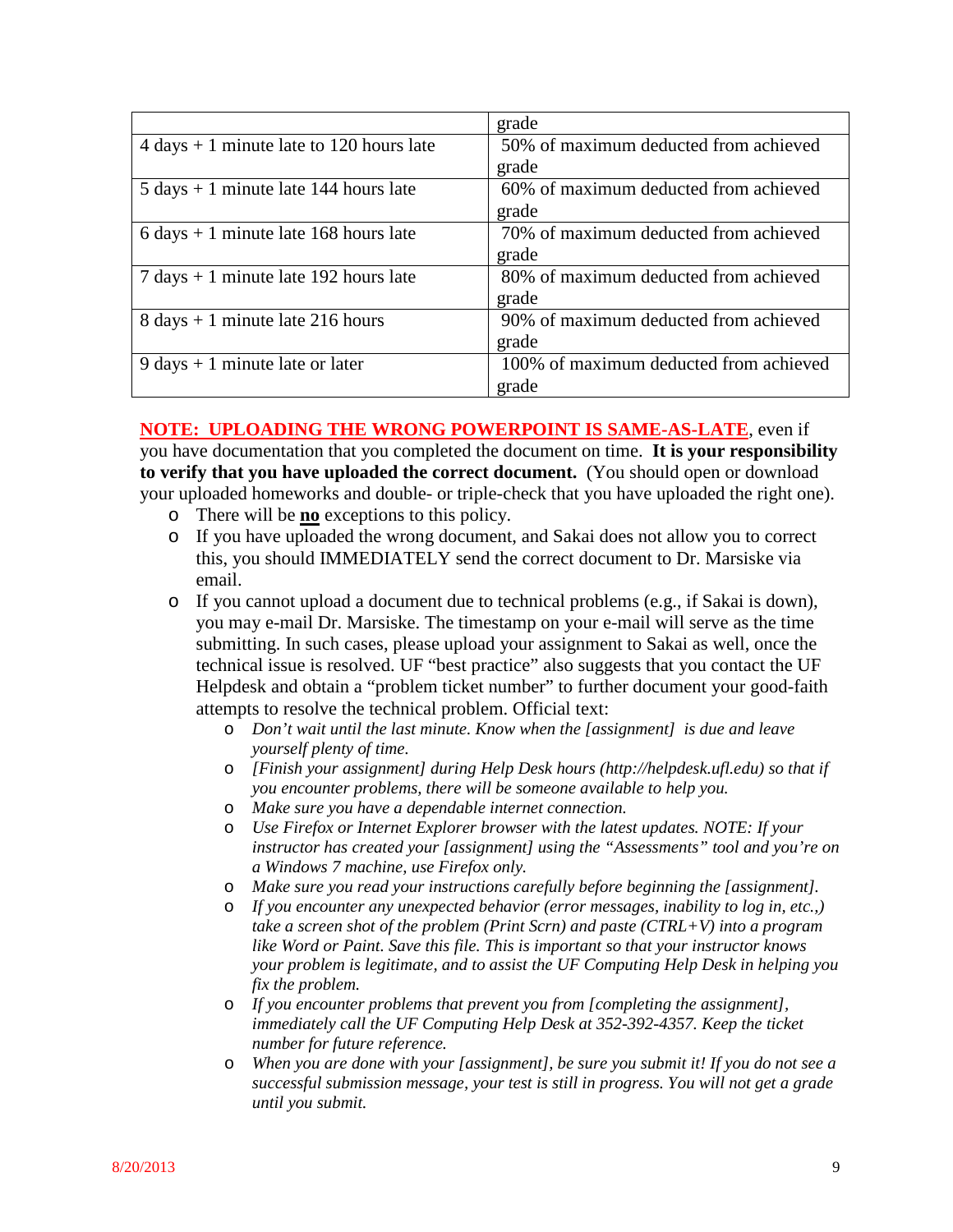| | grade |
|---|---|
| 4 days + 1 minute late to 120 hours late | 50% of maximum deducted from achieved grade |
| 5 days + 1 minute late 144 hours late | 60% of maximum deducted from achieved grade |
| 6 days + 1 minute late 168 hours late | 70% of maximum deducted from achieved grade |
| 7 days + 1 minute late 192 hours late | 80% of maximum deducted from achieved grade |
| 8 days + 1 minute late 216 hours | 90% of maximum deducted from achieved grade |
| 9 days + 1 minute late or later | 100% of maximum deducted from achieved grade |

**NOTE: UPLOADING THE WRONG POWERPOINT IS SAME-AS-LATE**, even if you have documentation that you completed the document on time. **It is your responsibility to verify that you have uploaded the correct document.** (You should open or download your uploaded homeworks and double- or triple-check that you have uploaded the right one).

- There will be **no** exceptions to this policy.
- If you have uploaded the wrong document, and Sakai does not allow you to correct this, you should IMMEDIATELY send the correct document to Dr. Marsiske via email.
- If you cannot upload a document due to technical problems (e.g., if Sakai is down), you may e-mail Dr. Marsiske. The timestamp on your e-mail will serve as the time submitting. In such cases, please upload your assignment to Sakai as well, once the technical issue is resolved. UF "best practice" also suggests that you contact the UF Helpdesk and obtain a "problem ticket number" to further document your good-faith attempts to resolve the technical problem. Official text:
  - *Don't wait until the last minute. Know when the [assignment] is due and leave yourself plenty of time.*
  - *[Finish your assignment] during Help Desk hours (http://helpdesk.ufl.edu) so that if you encounter problems, there will be someone available to help you.*
  - *Make sure you have a dependable internet connection.*
  - *Use Firefox or Internet Explorer browser with the latest updates. NOTE: If your instructor has created your [assignment] using the "Assessments" tool and you're on a Windows 7 machine, use Firefox only.*
  - *Make sure you read your instructions carefully before beginning the [assignment].*
  - *If you encounter any unexpected behavior (error messages, inability to log in, etc.,) take a screen shot of the problem (Print Scrn) and paste (CTRL+V) into a program like Word or Paint. Save this file. This is important so that your instructor knows your problem is legitimate, and to assist the UF Computing Help Desk in helping you fix the problem.*
  - *If you encounter problems that prevent you from [completing the assignment], immediately call the UF Computing Help Desk at 352-392-4357. Keep the ticket number for future reference.*
  - *When you are done with your [assignment], be sure you submit it! If you do not see a successful submission message, your test is still in progress. You will not get a grade until you submit.*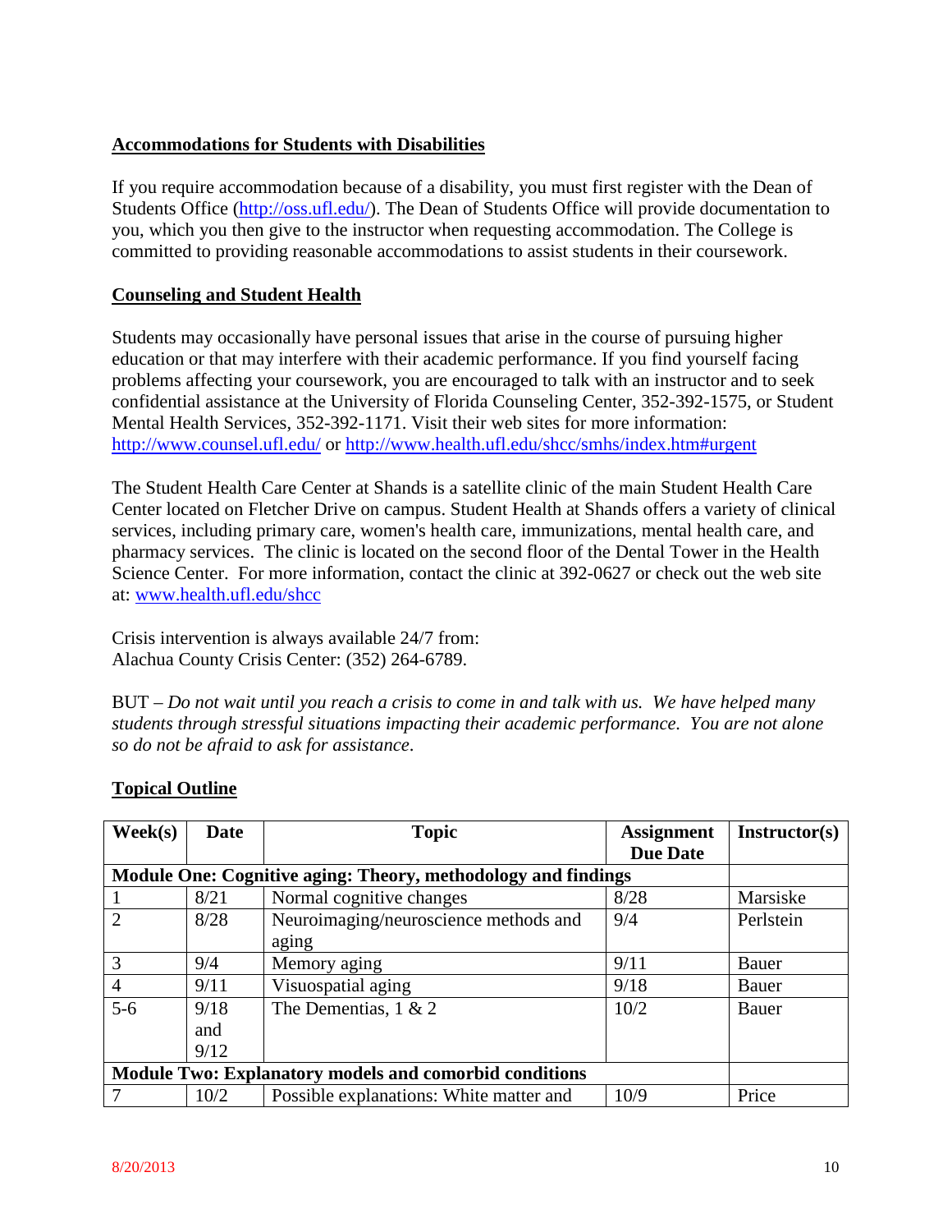## Accommodations for Students with Disabilities

If you require accommodation because of a disability, you must first register with the Dean of Students Office (http://oss.ufl.edu/). The Dean of Students Office will provide documentation to you, which you then give to the instructor when requesting accommodation. The College is committed to providing reasonable accommodations to assist students in their coursework.

## Counseling and Student Health

Students may occasionally have personal issues that arise in the course of pursuing higher education or that may interfere with their academic performance. If you find yourself facing problems affecting your coursework, you are encouraged to talk with an instructor and to seek confidential assistance at the University of Florida Counseling Center, 352-392-1575, or Student Mental Health Services, 352-392-1171. Visit their web sites for more information: http://www.counsel.ufl.edu/ or http://www.health.ufl.edu/shcc/smhs/index.htm#urgent

The Student Health Care Center at Shands is a satellite clinic of the main Student Health Care Center located on Fletcher Drive on campus. Student Health at Shands offers a variety of clinical services, including primary care, women's health care, immunizations, mental health care, and pharmacy services. The clinic is located on the second floor of the Dental Tower in the Health Science Center. For more information, contact the clinic at 392-0627 or check out the web site at: www.health.ufl.edu/shcc

Crisis intervention is always available 24/7 from:
Alachua County Crisis Center: (352) 264-6789.

BUT – *Do not wait until you reach a crisis to come in and talk with us. We have helped many students through stressful situations impacting their academic performance. You are not alone so do not be afraid to ask for assistance*.

## Topical Outline

| Week(s) | Date | Topic | Assignment Due Date | Instructor(s) |
|---|---|---|---|---|
| **Module One: Cognitive aging: Theory, methodology and findings** | | | | |
| 1 | 8/21 | Normal cognitive changes | 8/28 | Marsiske |
| 2 | 8/28 | Neuroimaging/neuroscience methods and aging | 9/4 | Perlstein |
| 3 | 9/4 | Memory aging | 9/11 | Bauer |
| 4 | 9/11 | Visuospatial aging | 9/18 | Bauer |
| 5-6 | 9/18 and 9/12 | The Dementias, 1 & 2 | 10/2 | Bauer |
| **Module Two: Explanatory models and comorbid conditions** | | | | |
| 7 | 10/2 | Possible explanations: White matter and | 10/9 | Price |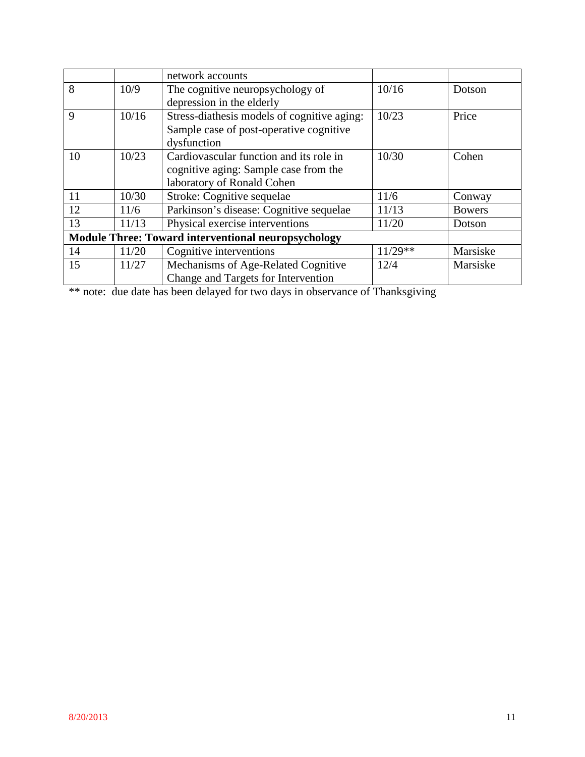| | | network accounts | | |
|---|---|---|---|---|
| 8 | 10/9 | The cognitive neuropsychology of depression in the elderly | 10/16 | Dotson |
| 9 | 10/16 | Stress-diathesis models of cognitive aging: Sample case of post-operative cognitive dysfunction | 10/23 | Price |
| 10 | 10/23 | Cardiovascular function and its role in cognitive aging: Sample case from the laboratory of Ronald Cohen | 10/30 | Cohen |
| 11 | 10/30 | Stroke: Cognitive sequelae | 11/6 | Conway |
| 12 | 11/6 | Parkinson's disease: Cognitive sequelae | 11/13 | Bowers |
| 13 | 11/13 | Physical exercise interventions | 11/20 | Dotson |
| **Module Three: Toward interventional neuropsychology** | | | | |
| 14 | 11/20 | Cognitive interventions | 11/29** | Marsiske |
| 15 | 11/27 | Mechanisms of Age-Related Cognitive Change and Targets for Intervention | 12/4 | Marsiske |

** note: due date has been delayed for two days in observance of Thanksgiving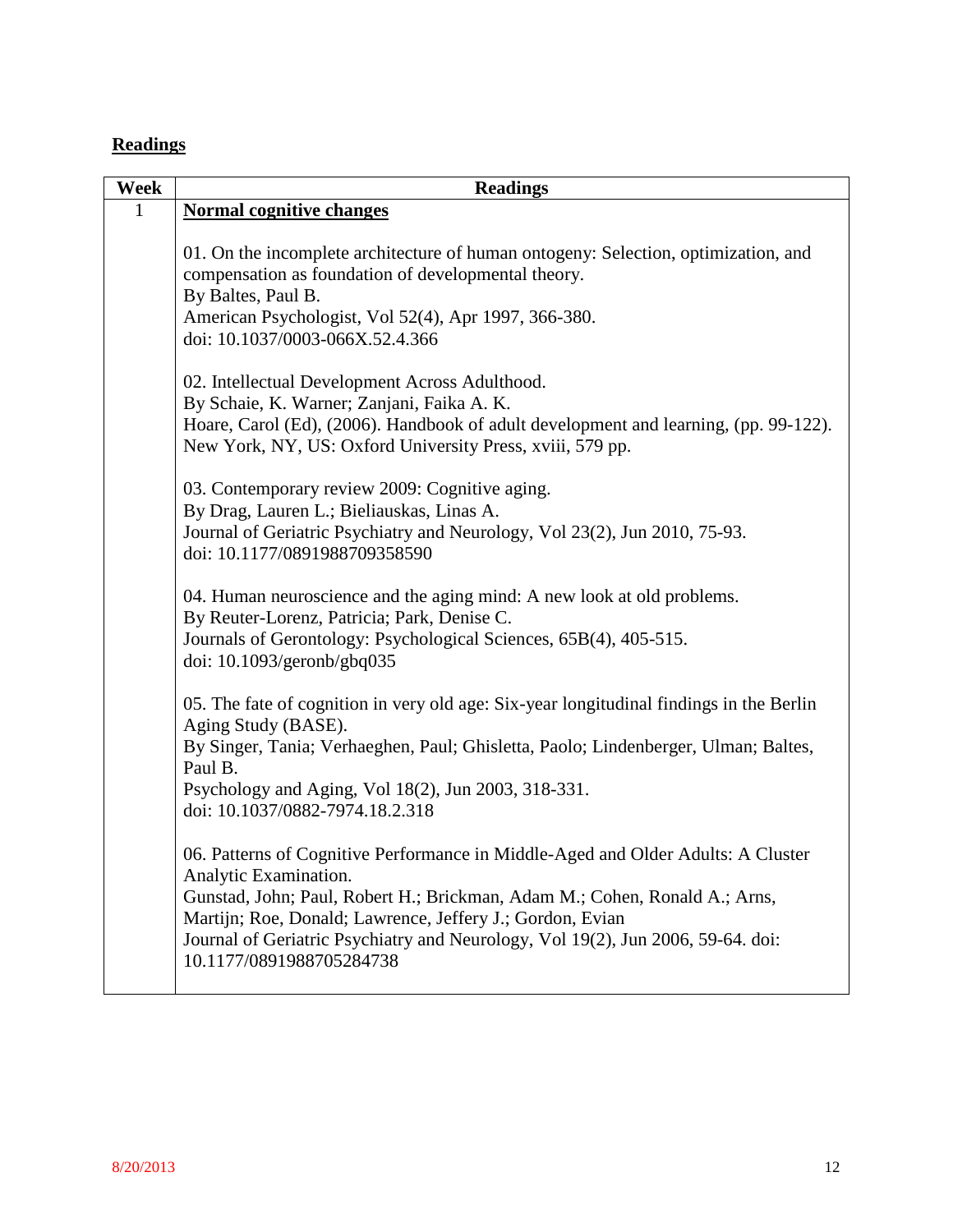## Readings

| Week | Readings |
|---|---|
| 1 | **Normal cognitive changes**<br><br>01. On the incomplete architecture of human ontogeny: Selection, optimization, and compensation as foundation of developmental theory.<br>By Baltes, Paul B.<br>American Psychologist, Vol 52(4), Apr 1997, 366-380.<br>doi: 10.1037/0003-066X.52.4.366<br><br>02. Intellectual Development Across Adulthood.<br>By Schaie, K. Warner; Zanjani, Faika A. K.<br>Hoare, Carol (Ed), (2006). Handbook of adult development and learning, (pp. 99-122). New York, NY, US: Oxford University Press, xviii, 579 pp.<br><br>03. Contemporary review 2009: Cognitive aging.<br>By Drag, Lauren L.; Bieliauskas, Linas A.<br>Journal of Geriatric Psychiatry and Neurology, Vol 23(2), Jun 2010, 75-93.<br>doi: 10.1177/0891988709358590<br><br>04. Human neuroscience and the aging mind: A new look at old problems.<br>By Reuter-Lorenz, Patricia; Park, Denise C.<br>Journals of Gerontology: Psychological Sciences, 65B(4), 405-515.<br>doi: 10.1093/geronb/gbq035<br><br>05. The fate of cognition in very old age: Six-year longitudinal findings in the Berlin Aging Study (BASE).<br>By Singer, Tania; Verhaeghen, Paul; Ghisletta, Paolo; Lindenberger, Ulman; Baltes, Paul B.<br>Psychology and Aging, Vol 18(2), Jun 2003, 318-331.<br>doi: 10.1037/0882-7974.18.2.318<br><br>06. Patterns of Cognitive Performance in Middle-Aged and Older Adults: A Cluster Analytic Examination.<br>Gunstad, John; Paul, Robert H.; Brickman, Adam M.; Cohen, Ronald A.; Arns, Martijn; Roe, Donald; Lawrence, Jeffery J.; Gordon, Evian<br>Journal of Geriatric Psychiatry and Neurology, Vol 19(2), Jun 2006, 59-64. doi: 10.1177/0891988705284738 |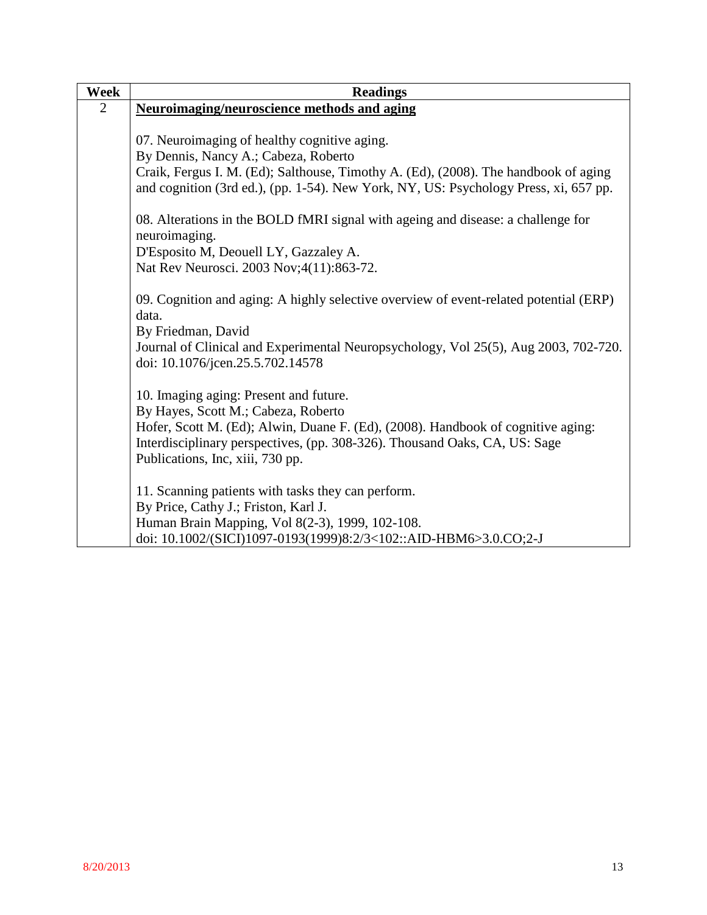| Week | Readings |
| --- | --- |
| 2 | **<u>Neuroimaging/neuroscience methods and aging</u>**<br><br>07. Neuroimaging of healthy cognitive aging.<br>By Dennis, Nancy A.; Cabeza, Roberto<br>Craik, Fergus I. M. (Ed); Salthouse, Timothy A. (Ed), (2008). The handbook of aging and cognition (3rd ed.), (pp. 1-54). New York, NY, US: Psychology Press, xi, 657 pp.<br><br>08. Alterations in the BOLD fMRI signal with ageing and disease: a challenge for neuroimaging.<br>D'Esposito M, Deouell LY, Gazzaley A.<br>Nat Rev Neurosci. 2003 Nov;4(11):863-72.<br><br>09. Cognition and aging: A highly selective overview of event-related potential (ERP) data.<br>By Friedman, David<br>Journal of Clinical and Experimental Neuropsychology, Vol 25(5), Aug 2003, 702-720. doi: 10.1076/jcen.25.5.702.14578<br><br>10. Imaging aging: Present and future.<br>By Hayes, Scott M.; Cabeza, Roberto<br>Hofer, Scott M. (Ed); Alwin, Duane F. (Ed), (2008). Handbook of cognitive aging: Interdisciplinary perspectives, (pp. 308-326). Thousand Oaks, CA, US: Sage Publications, Inc, xiii, 730 pp.<br><br>11. Scanning patients with tasks they can perform.<br>By Price, Cathy J.; Friston, Karl J.<br>Human Brain Mapping, Vol 8(2-3), 1999, 102-108.<br>doi: 10.1002/(SICI)1097-0193(1999)8:2/3<102::AID-HBM6>3.0.CO;2-J |

8/20/2013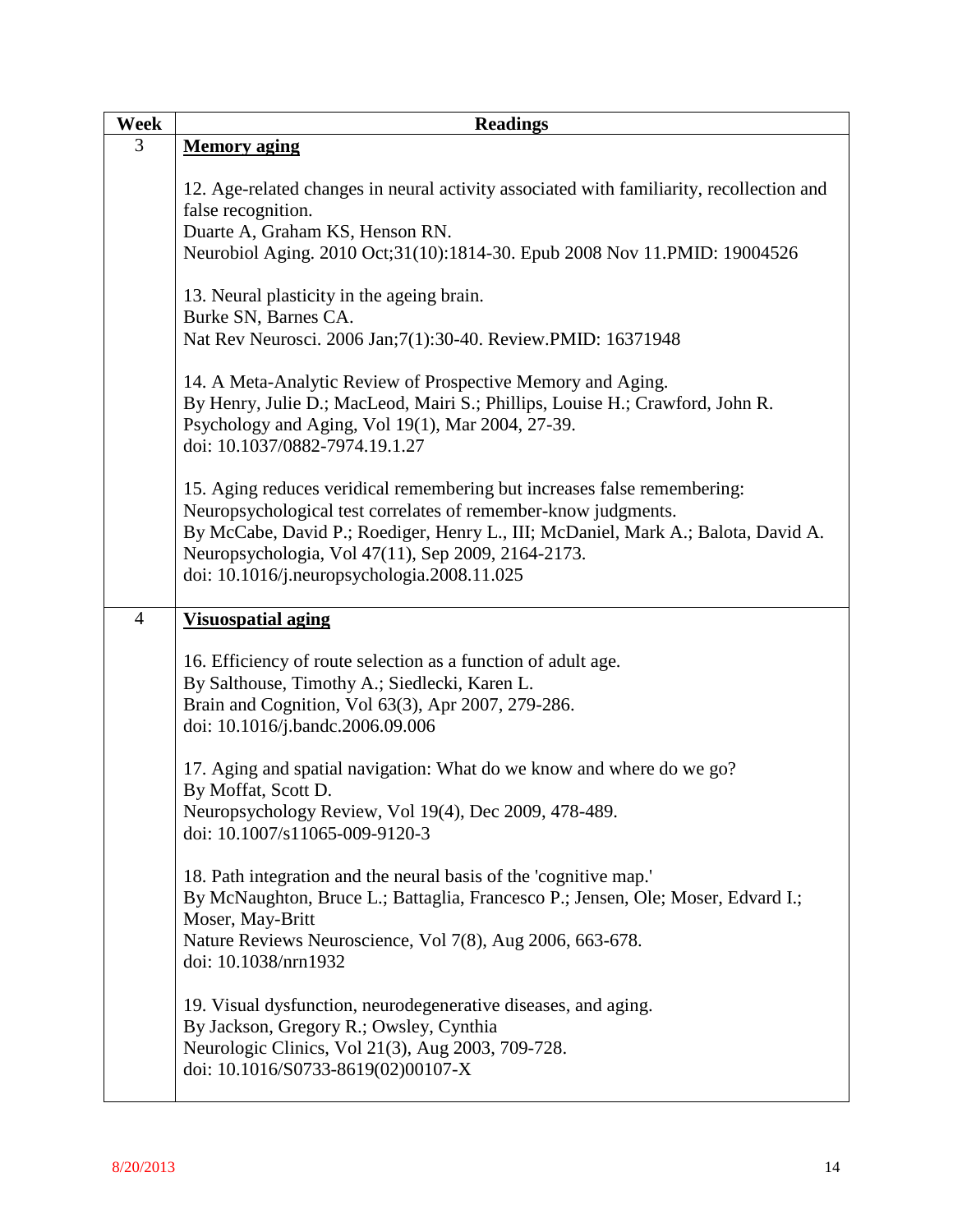| Week | Readings |
|---|---|
| 3 | **Memory aging**<br><br>12. Age-related changes in neural activity associated with familiarity, recollection and false recognition.<br>Duarte A, Graham KS, Henson RN.<br>Neurobiol Aging. 2010 Oct;31(10):1814-30. Epub 2008 Nov 11.PMID: 19004526<br><br>13. Neural plasticity in the ageing brain.<br>Burke SN, Barnes CA.<br>Nat Rev Neurosci. 2006 Jan;7(1):30-40. Review.PMID: 16371948<br><br>14. A Meta-Analytic Review of Prospective Memory and Aging.<br>By Henry, Julie D.; MacLeod, Mairi S.; Phillips, Louise H.; Crawford, John R.<br>Psychology and Aging, Vol 19(1), Mar 2004, 27-39.<br>doi: 10.1037/0882-7974.19.1.27<br><br>15. Aging reduces veridical remembering but increases false remembering: Neuropsychological test correlates of remember-know judgments.<br>By McCabe, David P.; Roediger, Henry L., III; McDaniel, Mark A.; Balota, David A.<br>Neuropsychologia, Vol 47(11), Sep 2009, 2164-2173.<br>doi: 10.1016/j.neuropsychologia.2008.11.025 |
| 4 | **Visuospatial aging**<br><br>16. Efficiency of route selection as a function of adult age.<br>By Salthouse, Timothy A.; Siedlecki, Karen L.<br>Brain and Cognition, Vol 63(3), Apr 2007, 279-286.<br>doi: 10.1016/j.bandc.2006.09.006<br><br>17. Aging and spatial navigation: What do we know and where do we go?<br>By Moffat, Scott D.<br>Neuropsychology Review, Vol 19(4), Dec 2009, 478-489.<br>doi: 10.1007/s11065-009-9120-3<br><br>18. Path integration and the neural basis of the 'cognitive map.'<br>By McNaughton, Bruce L.; Battaglia, Francesco P.; Jensen, Ole; Moser, Edvard I.; Moser, May-Britt<br>Nature Reviews Neuroscience, Vol 7(8), Aug 2006, 663-678.<br>doi: 10.1038/nrn1932<br><br>19. Visual dysfunction, neurodegenerative diseases, and aging.<br>By Jackson, Gregory R.; Owsley, Cynthia<br>Neurologic Clinics, Vol 21(3), Aug 2003, 709-728.<br>doi: 10.1016/S0733-8619(02)00107-X |

8/20/2013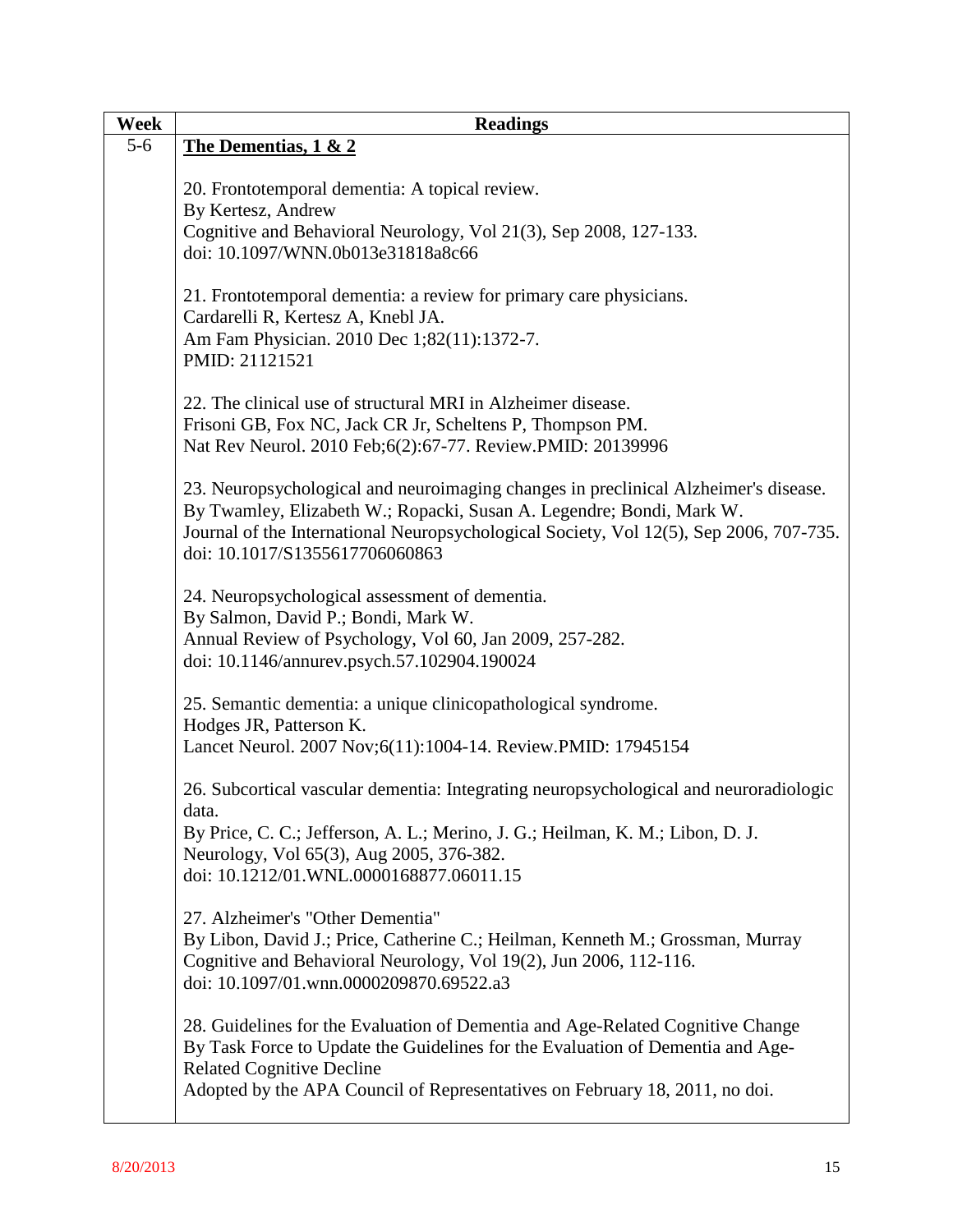| Week | Readings |
|---|---|
| 5-6 | **The Dementias, 1 & 2**<br><br>20. Frontotemporal dementia: A topical review.<br>By Kertesz, Andrew<br>Cognitive and Behavioral Neurology, Vol 21(3), Sep 2008, 127-133.<br>doi: 10.1097/WNN.0b013e31818a8c66<br><br>21. Frontotemporal dementia: a review for primary care physicians.<br>Cardarelli R, Kertesz A, Knebl JA.<br>Am Fam Physician. 2010 Dec 1;82(11):1372-7.<br>PMID: 21121521<br><br>22. The clinical use of structural MRI in Alzheimer disease.<br>Frisoni GB, Fox NC, Jack CR Jr, Scheltens P, Thompson PM.<br>Nat Rev Neurol. 2010 Feb;6(2):67-77. Review.PMID: 20139996<br><br>23. Neuropsychological and neuroimaging changes in preclinical Alzheimer's disease.<br>By Twamley, Elizabeth W.; Ropacki, Susan A. Legendre; Bondi, Mark W.<br>Journal of the International Neuropsychological Society, Vol 12(5), Sep 2006, 707-735.<br>doi: 10.1017/S1355617706060863<br><br>24. Neuropsychological assessment of dementia.<br>By Salmon, David P.; Bondi, Mark W.<br>Annual Review of Psychology, Vol 60, Jan 2009, 257-282.<br>doi: 10.1146/annurev.psych.57.102904.190024<br><br>25. Semantic dementia: a unique clinicopathological syndrome.<br>Hodges JR, Patterson K.<br>Lancet Neurol. 2007 Nov;6(11):1004-14. Review.PMID: 17945154<br><br>26. Subcortical vascular dementia: Integrating neuropsychological and neuroradiologic data.<br>By Price, C. C.; Jefferson, A. L.; Merino, J. G.; Heilman, K. M.; Libon, D. J.<br>Neurology, Vol 65(3), Aug 2005, 376-382.<br>doi: 10.1212/01.WNL.0000168877.06011.15<br><br>27. Alzheimer's "Other Dementia"<br>By Libon, David J.; Price, Catherine C.; Heilman, Kenneth M.; Grossman, Murray<br>Cognitive and Behavioral Neurology, Vol 19(2), Jun 2006, 112-116.<br>doi: 10.1097/01.wnn.0000209870.69522.a3<br><br>28. Guidelines for the Evaluation of Dementia and Age-Related Cognitive Change<br>By Task Force to Update the Guidelines for the Evaluation of Dementia and Age-Related Cognitive Decline<br>Adopted by the APA Council of Representatives on February 18, 2011, no doi. |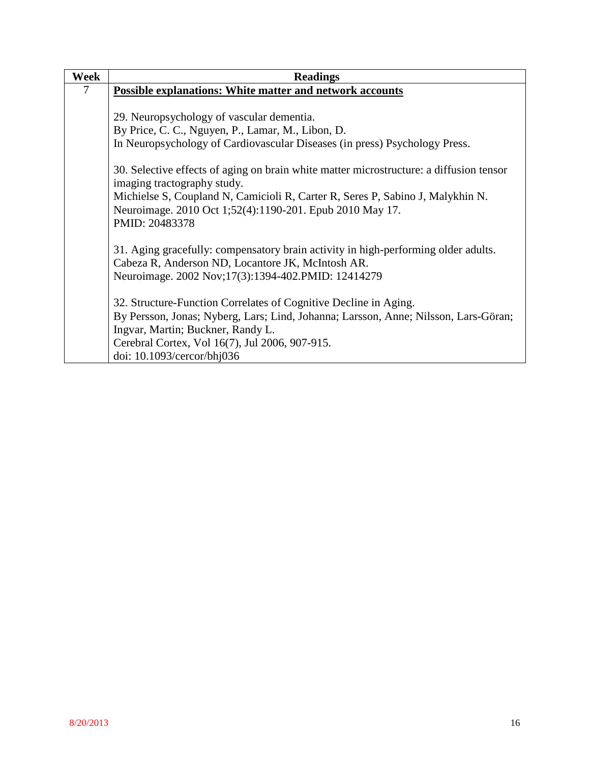| Week | Readings |
| --- | --- |
| 7 | **<u>Possible explanations: White matter and network accounts</u>**<br><br>29. Neuropsychology of vascular dementia.<br>By Price, C. C., Nguyen, P., Lamar, M., Libon, D.<br>In Neuropsychology of Cardiovascular Diseases (in press) Psychology Press.<br><br>30. Selective effects of aging on brain white matter microstructure: a diffusion tensor imaging tractography study.<br>Michielse S, Coupland N, Camicioli R, Carter R, Seres P, Sabino J, Malykhin N.<br>Neuroimage. 2010 Oct 1;52(4):1190-201. Epub 2010 May 17.<br>PMID: 20483378<br><br>31. Aging gracefully: compensatory brain activity in high-performing older adults.<br>Cabeza R, Anderson ND, Locantore JK, McIntosh AR.<br>Neuroimage. 2002 Nov;17(3):1394-402.PMID: 12414279<br><br>32. Structure-Function Correlates of Cognitive Decline in Aging.<br>By Persson, Jonas; Nyberg, Lars; Lind, Johanna; Larsson, Anne; Nilsson, Lars-Göran; Ingvar, Martin; Buckner, Randy L.<br>Cerebral Cortex, Vol 16(7), Jul 2006, 907-915.<br>doi: 10.1093/cercor/bhj036 |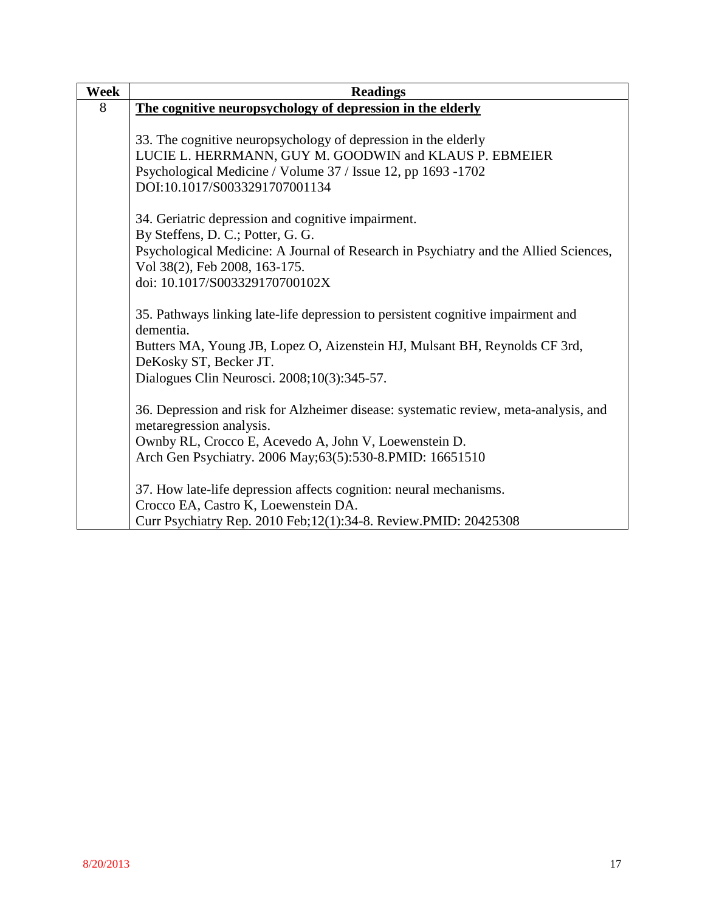| Week | Readings |
|---|---|
| 8 | **The cognitive neuropsychology of depression in the elderly**<br><br>33. The cognitive neuropsychology of depression in the elderly<br>LUCIE L. HERRMANN, GUY M. GOODWIN and KLAUS P. EBMEIER<br>Psychological Medicine / Volume 37 / Issue 12, pp 1693 -1702<br>DOI:10.1017/S0033291707001134<br><br>34. Geriatric depression and cognitive impairment.<br>By Steffens, D. C.; Potter, G. G.<br>Psychological Medicine: A Journal of Research in Psychiatry and the Allied Sciences, Vol 38(2), Feb 2008, 163-175.<br>doi: 10.1017/S003329170700102X<br><br>35. Pathways linking late-life depression to persistent cognitive impairment and dementia.<br>Butters MA, Young JB, Lopez O, Aizenstein HJ, Mulsant BH, Reynolds CF 3rd, DeKosky ST, Becker JT.<br>Dialogues Clin Neurosci. 2008;10(3):345-57.<br><br>36. Depression and risk for Alzheimer disease: systematic review, meta-analysis, and metaregression analysis.<br>Ownby RL, Crocco E, Acevedo A, John V, Loewenstein D.<br>Arch Gen Psychiatry. 2006 May;63(5):530-8.PMID: 16651510<br><br>37. How late-life depression affects cognition: neural mechanisms.<br>Crocco EA, Castro K, Loewenstein DA.<br>Curr Psychiatry Rep. 2010 Feb;12(1):34-8. Review.PMID: 20425308 |

8/20/2013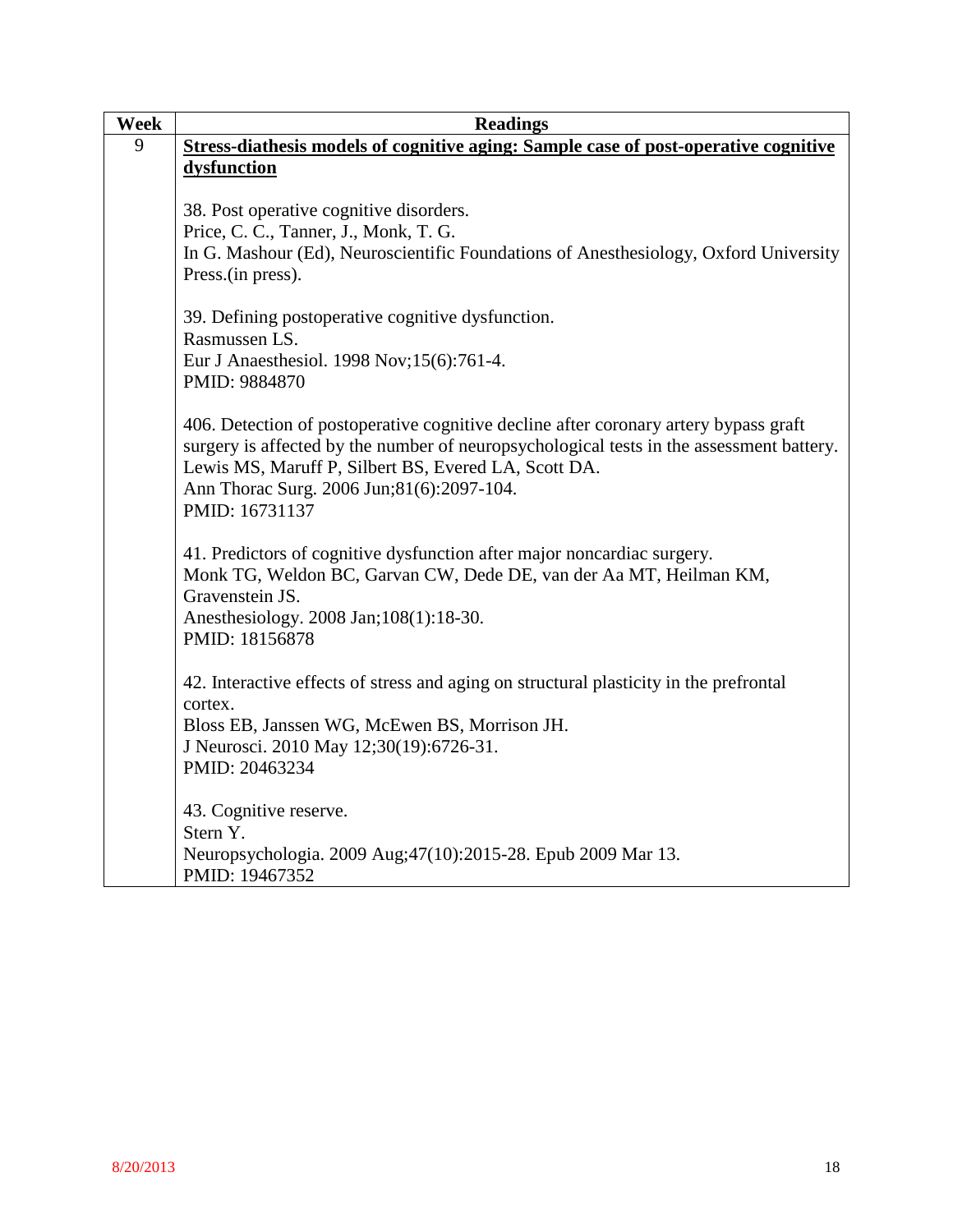| Week | Readings |
| --- | --- |
| 9 | **<u>Stress-diathesis models of cognitive aging: Sample case of post-operative cognitive dysfunction</u>**<br><br>38. Post operative cognitive disorders.<br>Price, C. C., Tanner, J., Monk, T. G.<br>In G. Mashour (Ed), Neuroscientific Foundations of Anesthesiology, Oxford University Press.(in press).<br><br>39. Defining postoperative cognitive dysfunction.<br>Rasmussen LS.<br>Eur J Anaesthesiol. 1998 Nov;15(6):761-4.<br>PMID: 9884870<br><br>406. Detection of postoperative cognitive decline after coronary artery bypass graft surgery is affected by the number of neuropsychological tests in the assessment battery.<br>Lewis MS, Maruff P, Silbert BS, Evered LA, Scott DA.<br>Ann Thorac Surg. 2006 Jun;81(6):2097-104.<br>PMID: 16731137<br><br>41. Predictors of cognitive dysfunction after major noncardiac surgery.<br>Monk TG, Weldon BC, Garvan CW, Dede DE, van der Aa MT, Heilman KM, Gravenstein JS.<br>Anesthesiology. 2008 Jan;108(1):18-30.<br>PMID: 18156878<br><br>42. Interactive effects of stress and aging on structural plasticity in the prefrontal cortex.<br>Bloss EB, Janssen WG, McEwen BS, Morrison JH.<br>J Neurosci. 2010 May 12;30(19):6726-31.<br>PMID: 20463234<br><br>43. Cognitive reserve.<br>Stern Y.<br>Neuropsychologia. 2009 Aug;47(10):2015-28. Epub 2009 Mar 13.<br>PMID: 19467352 |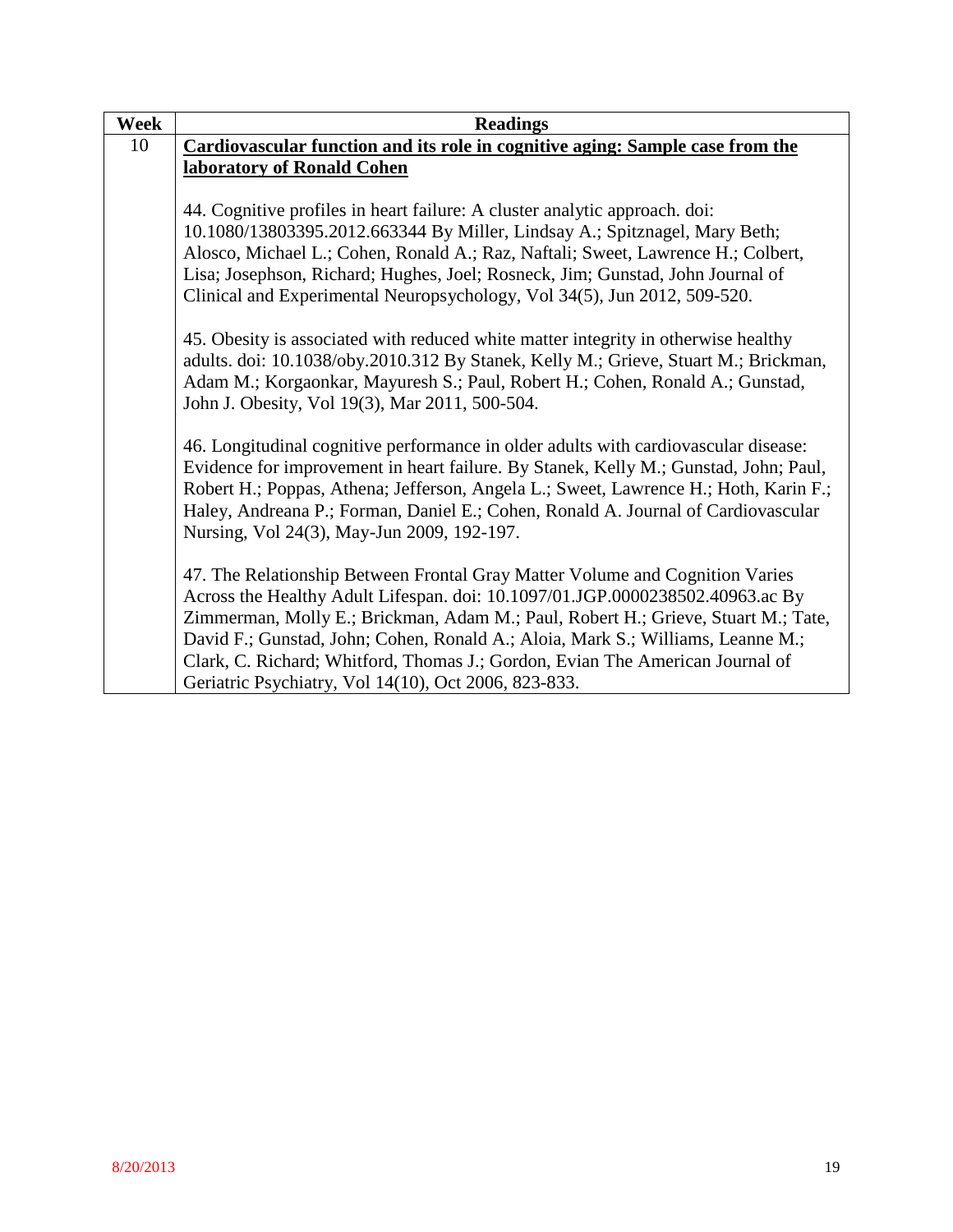| Week | Readings |
|---|---|
| 10 | **Cardiovascular function and its role in cognitive aging: Sample case from the laboratory of Ronald Cohen**<br><br>44. Cognitive profiles in heart failure: A cluster analytic approach. doi: 10.1080/13803395.2012.663344 By Miller, Lindsay A.; Spitznagel, Mary Beth; Alosco, Michael L.; Cohen, Ronald A.; Raz, Naftali; Sweet, Lawrence H.; Colbert, Lisa; Josephson, Richard; Hughes, Joel; Rosneck, Jim; Gunstad, John Journal of Clinical and Experimental Neuropsychology, Vol 34(5), Jun 2012, 509-520.<br><br>45. Obesity is associated with reduced white matter integrity in otherwise healthy adults. doi: 10.1038/oby.2010.312 By Stanek, Kelly M.; Grieve, Stuart M.; Brickman, Adam M.; Korgaonkar, Mayuresh S.; Paul, Robert H.; Cohen, Ronald A.; Gunstad, John J. Obesity, Vol 19(3), Mar 2011, 500-504.<br><br>46. Longitudinal cognitive performance in older adults with cardiovascular disease: Evidence for improvement in heart failure. By Stanek, Kelly M.; Gunstad, John; Paul, Robert H.; Poppas, Athena; Jefferson, Angela L.; Sweet, Lawrence H.; Hoth, Karin F.; Haley, Andreana P.; Forman, Daniel E.; Cohen, Ronald A. Journal of Cardiovascular Nursing, Vol 24(3), May-Jun 2009, 192-197.<br><br>47. The Relationship Between Frontal Gray Matter Volume and Cognition Varies Across the Healthy Adult Lifespan. doi: 10.1097/01.JGP.0000238502.40963.ac By Zimmerman, Molly E.; Brickman, Adam M.; Paul, Robert H.; Grieve, Stuart M.; Tate, David F.; Gunstad, John; Cohen, Ronald A.; Aloia, Mark S.; Williams, Leanne M.; Clark, C. Richard; Whitford, Thomas J.; Gordon, Evian The American Journal of Geriatric Psychiatry, Vol 14(10), Oct 2006, 823-833. |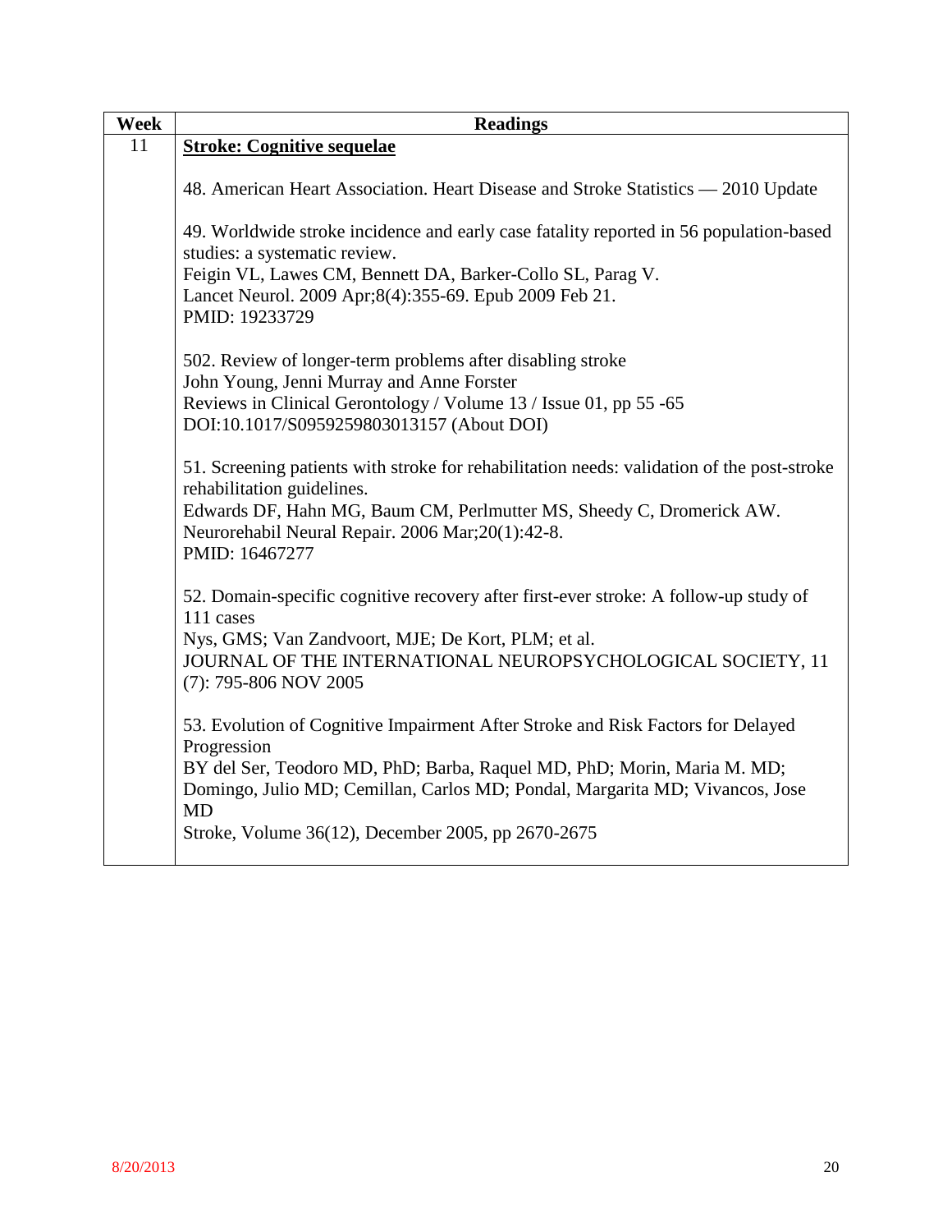| Week | Readings |
|---|---|
| 11 | **<u>Stroke: Cognitive sequelae</u>**<br><br>48. American Heart Association. Heart Disease and Stroke Statistics — 2010 Update<br><br>49. Worldwide stroke incidence and early case fatality reported in 56 population-based studies: a systematic review.<br>Feigin VL, Lawes CM, Bennett DA, Barker-Collo SL, Parag V.<br>Lancet Neurol. 2009 Apr;8(4):355-69. Epub 2009 Feb 21.<br>PMID: 19233729<br><br>502. Review of longer-term problems after disabling stroke<br>John Young, Jenni Murray and Anne Forster<br>Reviews in Clinical Gerontology / Volume 13 / Issue 01, pp 55 -65<br>DOI:10.1017/S0959259803013157 (About DOI)<br><br>51. Screening patients with stroke for rehabilitation needs: validation of the post-stroke rehabilitation guidelines.<br>Edwards DF, Hahn MG, Baum CM, Perlmutter MS, Sheedy C, Dromerick AW.<br>Neurorehabil Neural Repair. 2006 Mar;20(1):42-8.<br>PMID: 16467277<br><br>52. Domain-specific cognitive recovery after first-ever stroke: A follow-up study of 111 cases<br>Nys, GMS; Van Zandvoort, MJE; De Kort, PLM; et al.<br>JOURNAL OF THE INTERNATIONAL NEUROPSYCHOLOGICAL SOCIETY, 11 (7): 795-806 NOV 2005<br><br>53. Evolution of Cognitive Impairment After Stroke and Risk Factors for Delayed Progression<br>BY del Ser, Teodoro MD, PhD; Barba, Raquel MD, PhD; Morin, Maria M. MD; Domingo, Julio MD; Cemillan, Carlos MD; Pondal, Margarita MD; Vivancos, Jose MD<br>Stroke, Volume 36(12), December 2005, pp 2670-2675 |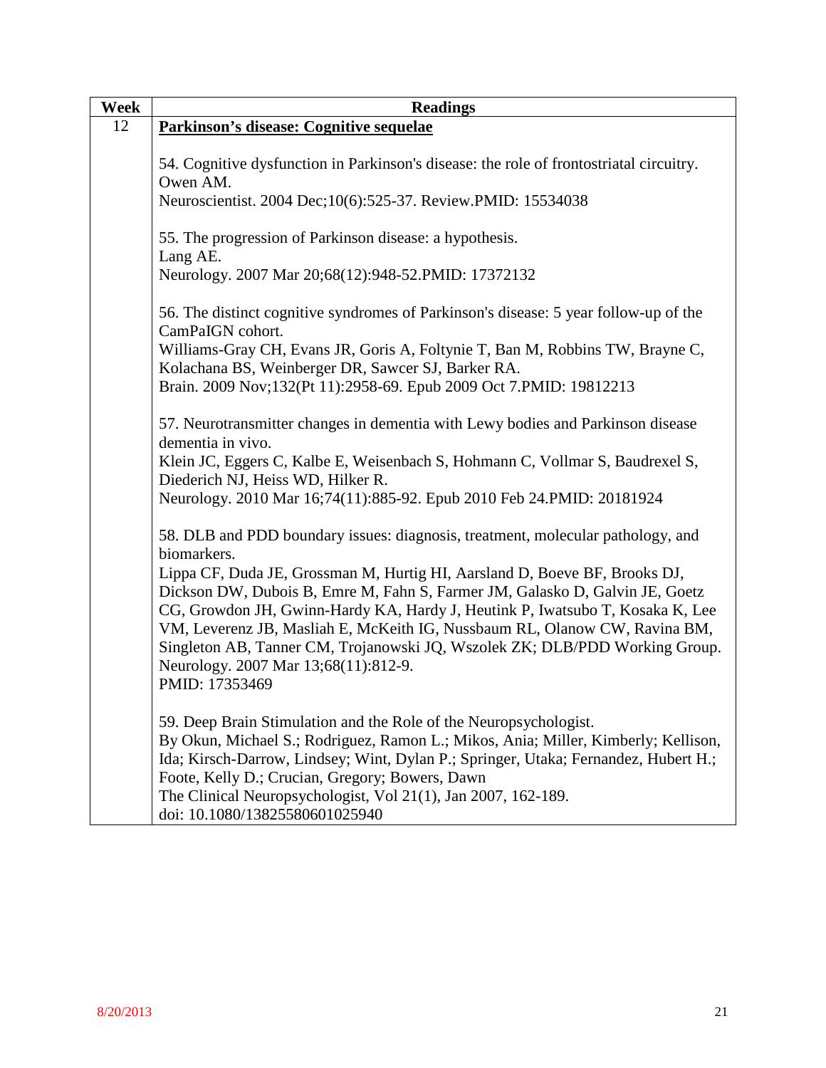| Week | Readings |
| --- | --- |
| 12 | **<u>Parkinson's disease: Cognitive sequelae</u>**<br><br>54. Cognitive dysfunction in Parkinson's disease: the role of frontostriatal circuitry.<br>Owen AM.<br>Neuroscientist. 2004 Dec;10(6):525-37. Review.PMID: 15534038<br><br>55. The progression of Parkinson disease: a hypothesis.<br>Lang AE.<br>Neurology. 2007 Mar 20;68(12):948-52.PMID: 17372132<br><br>56. The distinct cognitive syndromes of Parkinson's disease: 5 year follow-up of the CamPaIGN cohort.<br>Williams-Gray CH, Evans JR, Goris A, Foltynie T, Ban M, Robbins TW, Brayne C, Kolachana BS, Weinberger DR, Sawcer SJ, Barker RA.<br>Brain. 2009 Nov;132(Pt 11):2958-69. Epub 2009 Oct 7.PMID: 19812213<br><br>57. Neurotransmitter changes in dementia with Lewy bodies and Parkinson disease dementia in vivo.<br>Klein JC, Eggers C, Kalbe E, Weisenbach S, Hohmann C, Vollmar S, Baudrexel S, Diederich NJ, Heiss WD, Hilker R.<br>Neurology. 2010 Mar 16;74(11):885-92. Epub 2010 Feb 24.PMID: 20181924<br><br>58. DLB and PDD boundary issues: diagnosis, treatment, molecular pathology, and biomarkers.<br>Lippa CF, Duda JE, Grossman M, Hurtig HI, Aarsland D, Boeve BF, Brooks DJ, Dickson DW, Dubois B, Emre M, Fahn S, Farmer JM, Galasko D, Galvin JE, Goetz CG, Growdon JH, Gwinn-Hardy KA, Hardy J, Heutink P, Iwatsubo T, Kosaka K, Lee VM, Leverenz JB, Masliah E, McKeith IG, Nussbaum RL, Olanow CW, Ravina BM, Singleton AB, Tanner CM, Trojanowski JQ, Wszolek ZK; DLB/PDD Working Group.<br>Neurology. 2007 Mar 13;68(11):812-9.<br>PMID: 17353469<br><br>59. Deep Brain Stimulation and the Role of the Neuropsychologist.<br>By Okun, Michael S.; Rodriguez, Ramon L.; Mikos, Ania; Miller, Kimberly; Kellison, Ida; Kirsch-Darrow, Lindsey; Wint, Dylan P.; Springer, Utaka; Fernandez, Hubert H.; Foote, Kelly D.; Crucian, Gregory; Bowers, Dawn<br>The Clinical Neuropsychologist, Vol 21(1), Jan 2007, 162-189.<br>doi: 10.1080/13825580601025940 |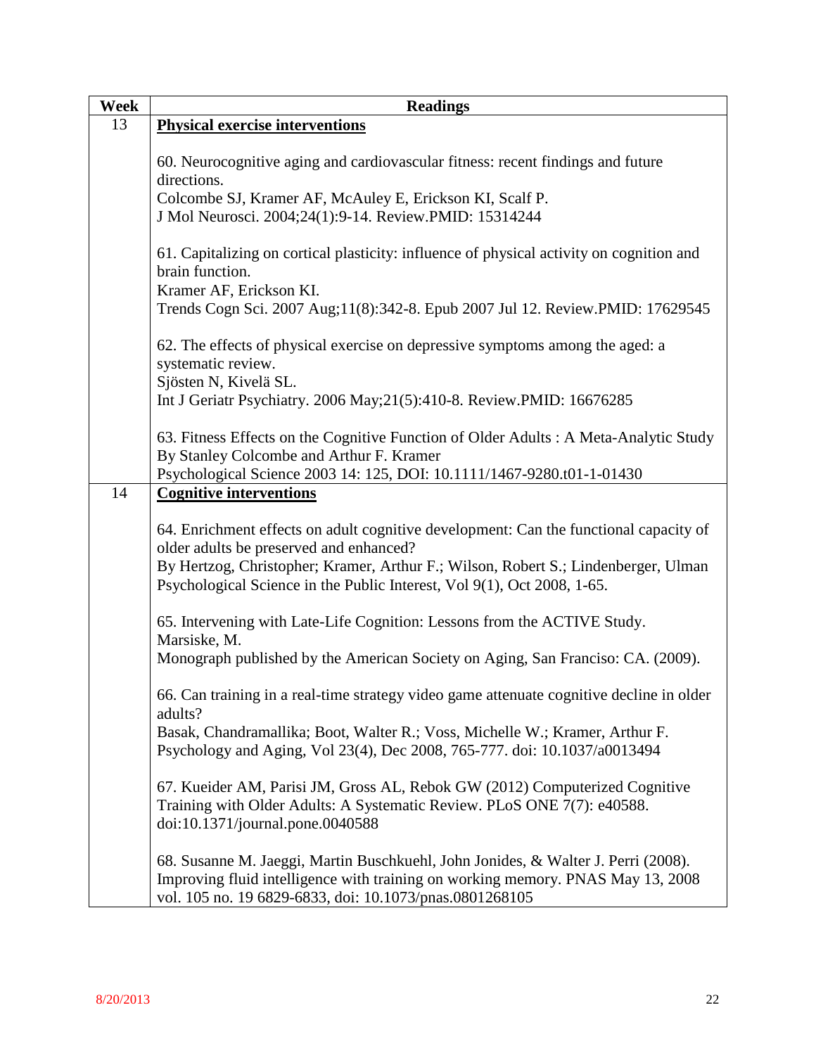| Week | Readings |
| --- | --- |
| 13 | **Physical exercise interventions**<br><br>60. Neurocognitive aging and cardiovascular fitness: recent findings and future directions.<br>Colcombe SJ, Kramer AF, McAuley E, Erickson KI, Scalf P.<br>J Mol Neurosci. 2004;24(1):9-14. Review.PMID: 15314244<br><br>61. Capitalizing on cortical plasticity: influence of physical activity on cognition and brain function.<br>Kramer AF, Erickson KI.<br>Trends Cogn Sci. 2007 Aug;11(8):342-8. Epub 2007 Jul 12. Review.PMID: 17629545<br><br>62. The effects of physical exercise on depressive symptoms among the aged: a systematic review.<br>Sjösten N, Kivelä SL.<br>Int J Geriatr Psychiatry. 2006 May;21(5):410-8. Review.PMID: 16676285<br><br>63. Fitness Effects on the Cognitive Function of Older Adults : A Meta-Analytic Study<br>By Stanley Colcombe and Arthur F. Kramer<br>Psychological Science 2003 14: 125, DOI: 10.1111/1467-9280.t01-1-01430 |
| 14 | **Cognitive interventions**<br><br>64. Enrichment effects on adult cognitive development: Can the functional capacity of older adults be preserved and enhanced?<br>By Hertzog, Christopher; Kramer, Arthur F.; Wilson, Robert S.; Lindenberger, Ulman<br>Psychological Science in the Public Interest, Vol 9(1), Oct 2008, 1-65.<br><br>65. Intervening with Late-Life Cognition: Lessons from the ACTIVE Study.<br>Marsiske, M.<br>Monograph published by the American Society on Aging, San Franciso: CA. (2009).<br><br>66. Can training in a real-time strategy video game attenuate cognitive decline in older adults?<br>Basak, Chandramallika; Boot, Walter R.; Voss, Michelle W.; Kramer, Arthur F.<br>Psychology and Aging, Vol 23(4), Dec 2008, 765-777. doi: 10.1037/a0013494<br><br>67. Kueider AM, Parisi JM, Gross AL, Rebok GW (2012) Computerized Cognitive Training with Older Adults: A Systematic Review. PLoS ONE 7(7): e40588. doi:10.1371/journal.pone.0040588<br><br>68. Susanne M. Jaeggi, Martin Buschkuehl, John Jonides, & Walter J. Perri (2008). Improving fluid intelligence with training on working memory. PNAS May 13, 2008 vol. 105 no. 19 6829-6833, doi: 10.1073/pnas.0801268105 |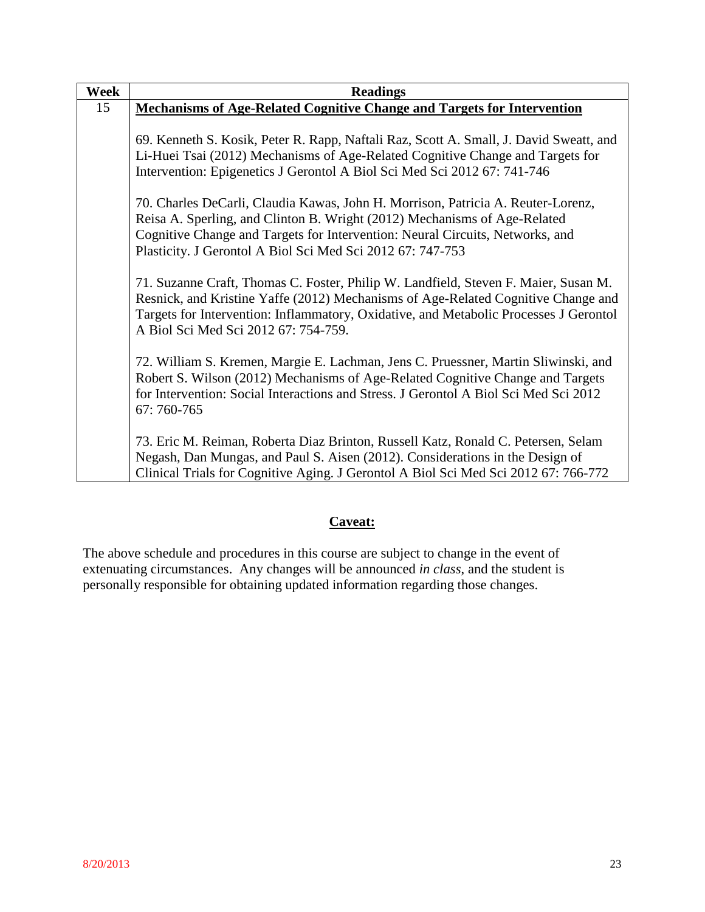| Week | Readings |
|---|---|
| 15 | **Mechanisms of Age-Related Cognitive Change and Targets for Intervention**<br><br>69. Kenneth S. Kosik, Peter R. Rapp, Naftali Raz, Scott A. Small, J. David Sweatt, and Li-Huei Tsai (2012) Mechanisms of Age-Related Cognitive Change and Targets for Intervention: Epigenetics J Gerontol A Biol Sci Med Sci 2012 67: 741-746<br><br>70. Charles DeCarli, Claudia Kawas, John H. Morrison, Patricia A. Reuter-Lorenz, Reisa A. Sperling, and Clinton B. Wright (2012) Mechanisms of Age-Related Cognitive Change and Targets for Intervention: Neural Circuits, Networks, and Plasticity. J Gerontol A Biol Sci Med Sci 2012 67: 747-753<br><br>71. Suzanne Craft, Thomas C. Foster, Philip W. Landfield, Steven F. Maier, Susan M. Resnick, and Kristine Yaffe (2012) Mechanisms of Age-Related Cognitive Change and Targets for Intervention: Inflammatory, Oxidative, and Metabolic Processes J Gerontol A Biol Sci Med Sci 2012 67: 754-759.<br><br>72. William S. Kremen, Margie E. Lachman, Jens C. Pruessner, Martin Sliwinski, and Robert S. Wilson (2012) Mechanisms of Age-Related Cognitive Change and Targets for Intervention: Social Interactions and Stress. J Gerontol A Biol Sci Med Sci 2012 67: 760-765<br><br>73. Eric M. Reiman, Roberta Diaz Brinton, Russell Katz, Ronald C. Petersen, Selam Negash, Dan Mungas, and Paul S. Aisen (2012). Considerations in the Design of Clinical Trials for Cognitive Aging. J Gerontol A Biol Sci Med Sci 2012 67: 766-772 |

## Caveat:

The above schedule and procedures in this course are subject to change in the event of extenuating circumstances. Any changes will be announced *in class*, and the student is personally responsible for obtaining updated information regarding those changes.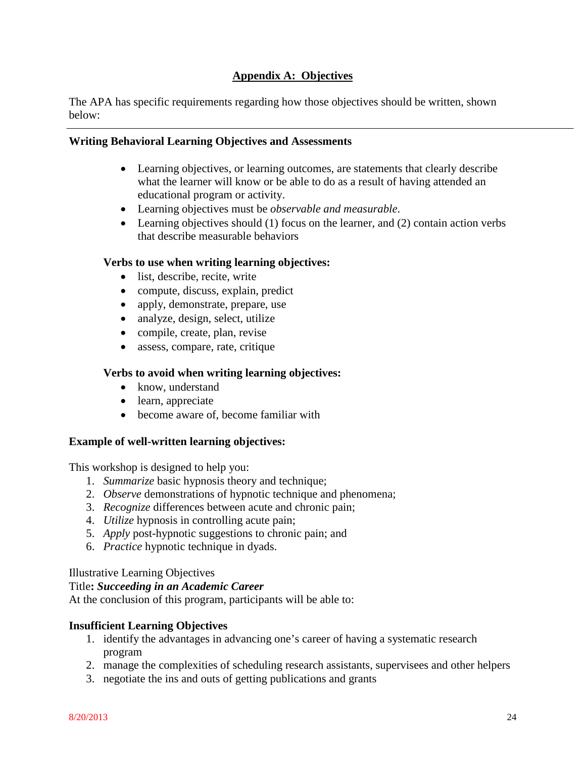## Appendix A: Objectives

The APA has specific requirements regarding how those objectives should be written, shown below:

---

### Writing Behavioral Learning Objectives and Assessments

- Learning objectives, or learning outcomes, are statements that clearly describe what the learner will know or be able to do as a result of having attended an educational program or activity.
- Learning objectives must be *observable and measurable*.
- Learning objectives should (1) focus on the learner, and (2) contain action verbs that describe measurable behaviors

**Verbs to use when writing learning objectives:**

- list, describe, recite, write
- compute, discuss, explain, predict
- apply, demonstrate, prepare, use
- analyze, design, select, utilize
- compile, create, plan, revise
- assess, compare, rate, critique

**Verbs to avoid when writing learning objectives:**

- know, understand
- learn, appreciate
- become aware of, become familiar with

**Example of well-written learning objectives:**

This workshop is designed to help you:

1. *Summarize* basic hypnosis theory and technique;
2. *Observe* demonstrations of hypnotic technique and phenomena;
3. *Recognize* differences between acute and chronic pain;
4. *Utilize* hypnosis in controlling acute pain;
5. *Apply* post-hypnotic suggestions to chronic pain; and
6. *Practice* hypnotic technique in dyads.

Illustrative Learning Objectives
Title**: *Succeeding in an Academic Career***
At the conclusion of this program, participants will be able to:

**Insufficient Learning Objectives**

1. identify the advantages in advancing one's career of having a systematic research program
2. manage the complexities of scheduling research assistants, supervisees and other helpers
3. negotiate the ins and outs of getting publications and grants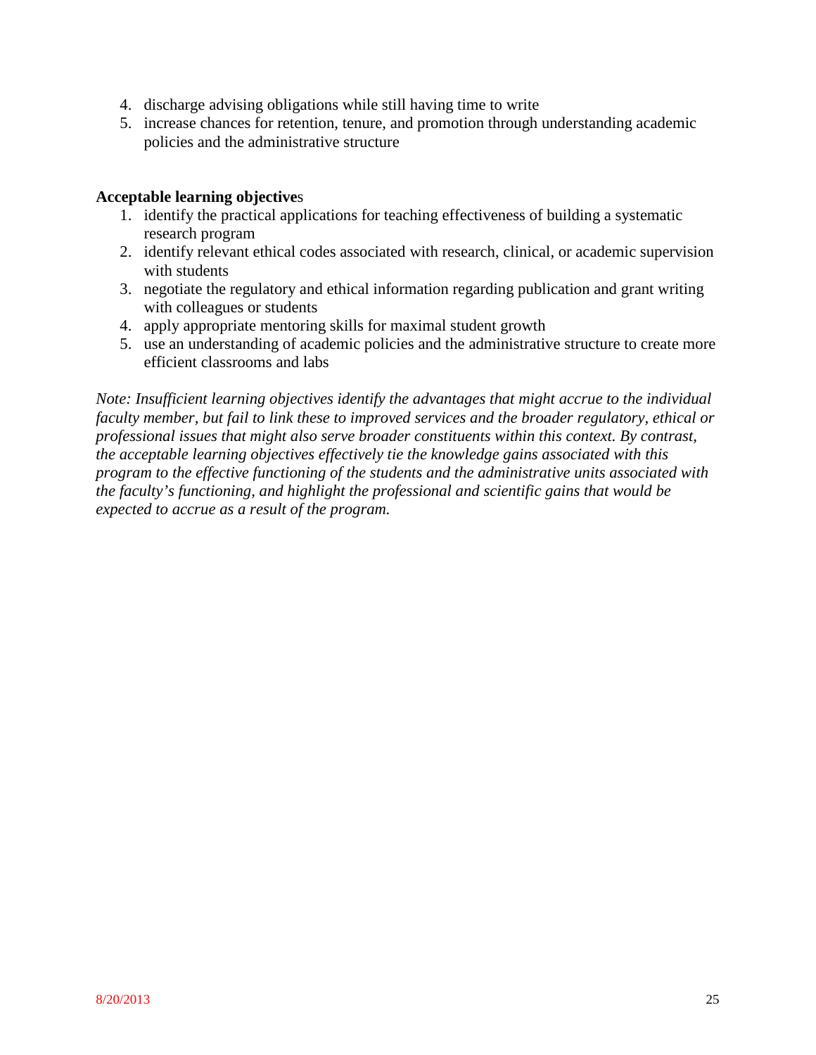4. discharge advising obligations while still having time to write
5. increase chances for retention, tenure, and promotion through understanding academic policies and the administrative structure

**Acceptable learning objectives**

1. identify the practical applications for teaching effectiveness of building a systematic research program
2. identify relevant ethical codes associated with research, clinical, or academic supervision with students
3. negotiate the regulatory and ethical information regarding publication and grant writing with colleagues or students
4. apply appropriate mentoring skills for maximal student growth
5. use an understanding of academic policies and the administrative structure to create more efficient classrooms and labs

*Note: Insufficient learning objectives identify the advantages that might accrue to the individual faculty member, but fail to link these to improved services and the broader regulatory, ethical or professional issues that might also serve broader constituents within this context. By contrast, the acceptable learning objectives effectively tie the knowledge gains associated with this program to the effective functioning of the students and the administrative units associated with the faculty's functioning, and highlight the professional and scientific gains that would be expected to accrue as a result of the program.*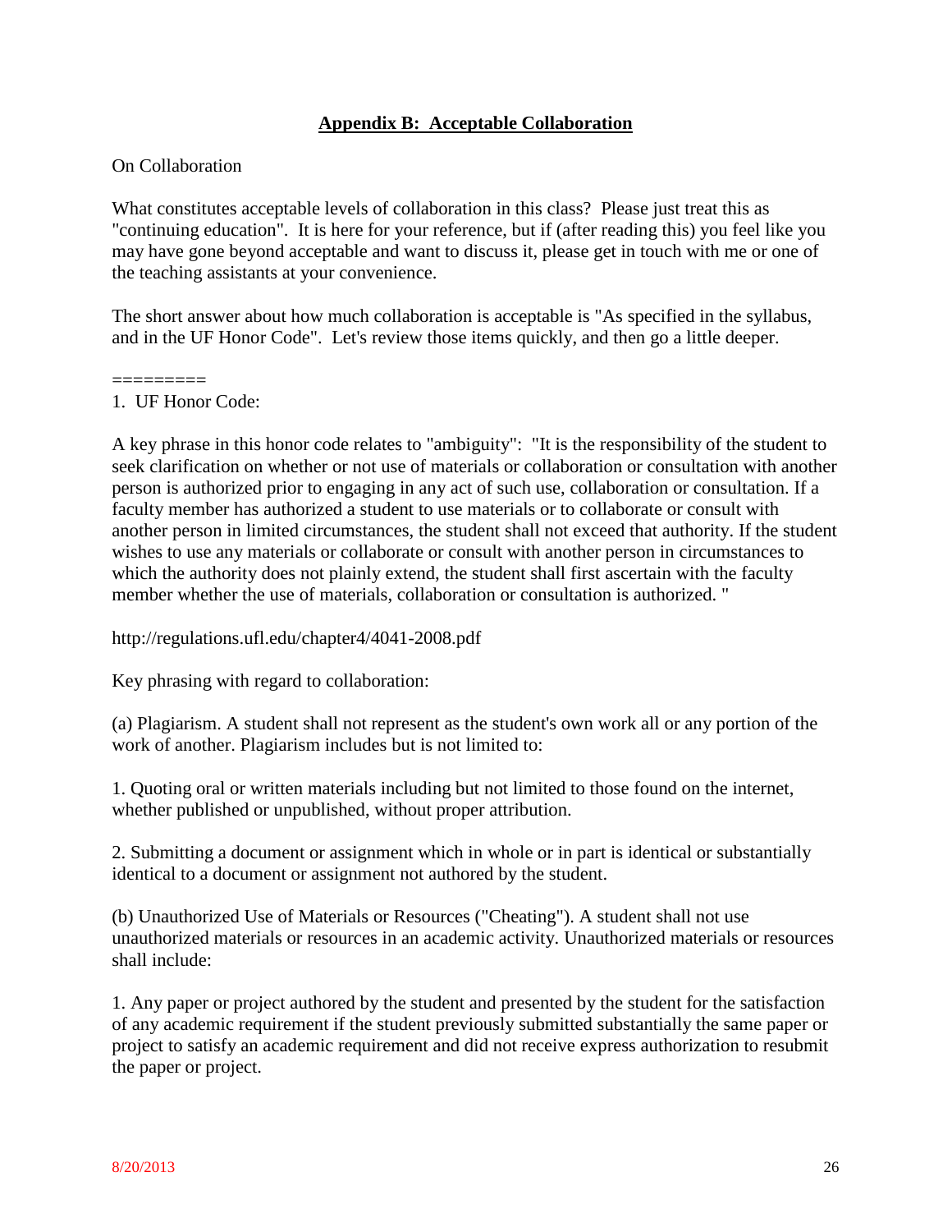## Appendix B: Acceptable Collaboration

On Collaboration

What constitutes acceptable levels of collaboration in this class? Please just treat this as "continuing education". It is here for your reference, but if (after reading this) you feel like you may have gone beyond acceptable and want to discuss it, please get in touch with me or one of the teaching assistants at your convenience.

The short answer about how much collaboration is acceptable is "As specified in the syllabus, and in the UF Honor Code". Let's review those items quickly, and then go a little deeper.

=========

1. UF Honor Code:

A key phrase in this honor code relates to "ambiguity": "It is the responsibility of the student to seek clarification on whether or not use of materials or collaboration or consultation with another person is authorized prior to engaging in any act of such use, collaboration or consultation. If a faculty member has authorized a student to use materials or to collaborate or consult with another person in limited circumstances, the student shall not exceed that authority. If the student wishes to use any materials or collaborate or consult with another person in circumstances to which the authority does not plainly extend, the student shall first ascertain with the faculty member whether the use of materials, collaboration or consultation is authorized. "

http://regulations.ufl.edu/chapter4/4041-2008.pdf

Key phrasing with regard to collaboration:

(a) Plagiarism. A student shall not represent as the student's own work all or any portion of the work of another. Plagiarism includes but is not limited to:

1. Quoting oral or written materials including but not limited to those found on the internet, whether published or unpublished, without proper attribution.

2. Submitting a document or assignment which in whole or in part is identical or substantially identical to a document or assignment not authored by the student.

(b) Unauthorized Use of Materials or Resources ("Cheating"). A student shall not use unauthorized materials or resources in an academic activity. Unauthorized materials or resources shall include:

1. Any paper or project authored by the student and presented by the student for the satisfaction of any academic requirement if the student previously submitted substantially the same paper or project to satisfy an academic requirement and did not receive express authorization to resubmit the paper or project.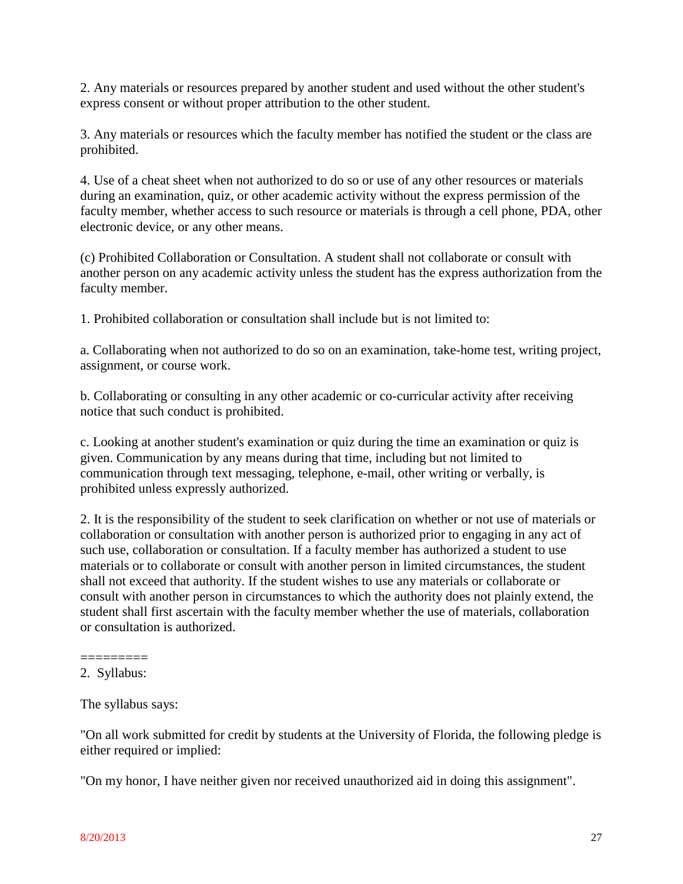2. Any materials or resources prepared by another student and used without the other student's express consent or without proper attribution to the other student.

3. Any materials or resources which the faculty member has notified the student or the class are prohibited.

4. Use of a cheat sheet when not authorized to do so or use of any other resources or materials during an examination, quiz, or other academic activity without the express permission of the faculty member, whether access to such resource or materials is through a cell phone, PDA, other electronic device, or any other means.

(c) Prohibited Collaboration or Consultation. A student shall not collaborate or consult with another person on any academic activity unless the student has the express authorization from the faculty member.

1. Prohibited collaboration or consultation shall include but is not limited to:

a. Collaborating when not authorized to do so on an examination, take-home test, writing project, assignment, or course work.

b. Collaborating or consulting in any other academic or co-curricular activity after receiving notice that such conduct is prohibited.

c. Looking at another student's examination or quiz during the time an examination or quiz is given. Communication by any means during that time, including but not limited to communication through text messaging, telephone, e-mail, other writing or verbally, is prohibited unless expressly authorized.

2. It is the responsibility of the student to seek clarification on whether or not use of materials or collaboration or consultation with another person is authorized prior to engaging in any act of such use, collaboration or consultation. If a faculty member has authorized a student to use materials or to collaborate or consult with another person in limited circumstances, the student shall not exceed that authority. If the student wishes to use any materials or collaborate or consult with another person in circumstances to which the authority does not plainly extend, the student shall first ascertain with the faculty member whether the use of materials, collaboration or consultation is authorized.

=========

2. Syllabus:

The syllabus says:

"On all work submitted for credit by students at the University of Florida, the following pledge is either required or implied:

"On my honor, I have neither given nor received unauthorized aid in doing this assignment".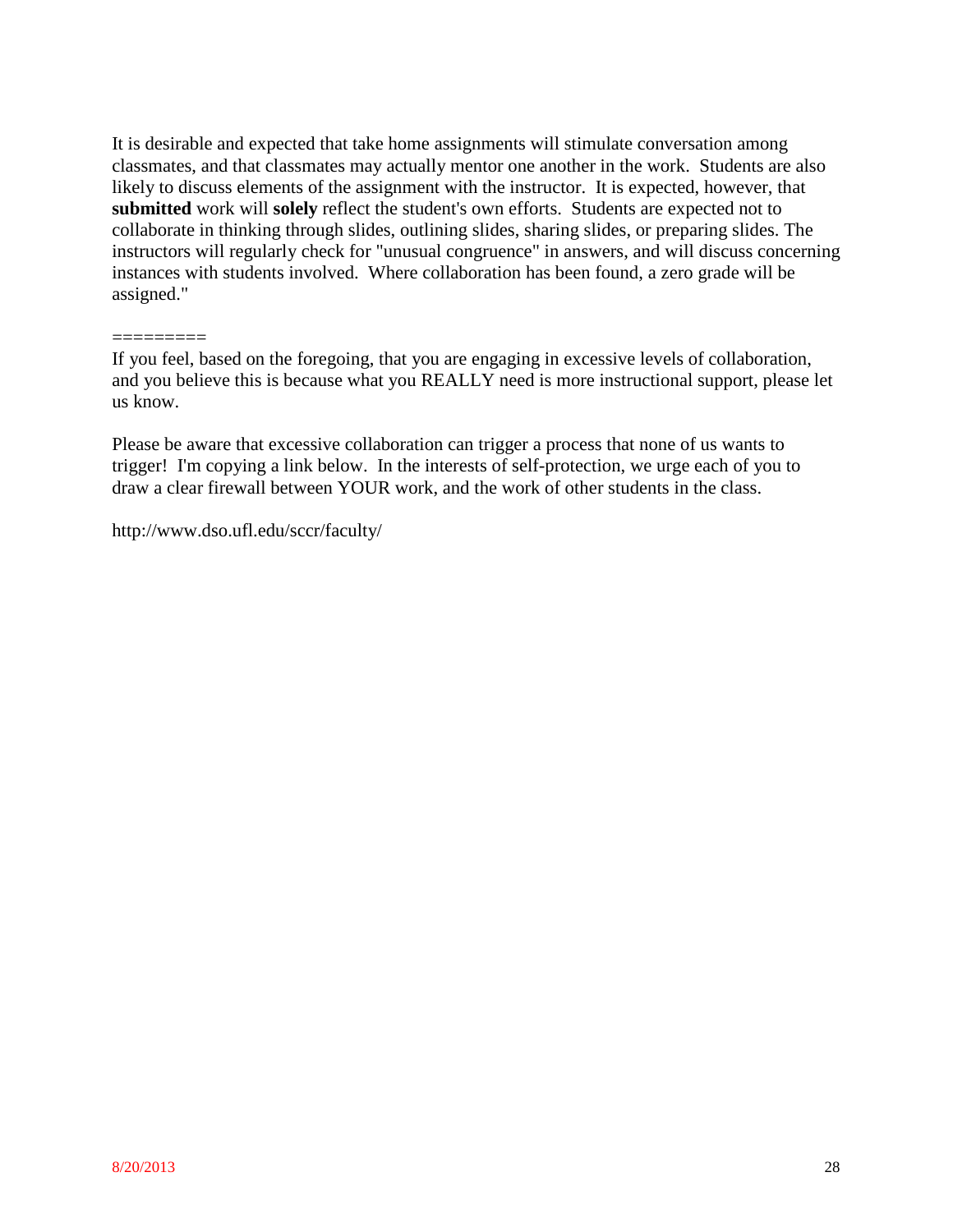It is desirable and expected that take home assignments will stimulate conversation among classmates, and that classmates may actually mentor one another in the work. Students are also likely to discuss elements of the assignment with the instructor. It is expected, however, that **submitted** work will **solely** reflect the student's own efforts. Students are expected not to collaborate in thinking through slides, outlining slides, sharing slides, or preparing slides. The instructors will regularly check for "unusual congruence" in answers, and will discuss concerning instances with students involved. Where collaboration has been found, a zero grade will be assigned."

=========

If you feel, based on the foregoing, that you are engaging in excessive levels of collaboration, and you believe this is because what you REALLY need is more instructional support, please let us know.

Please be aware that excessive collaboration can trigger a process that none of us wants to trigger! I'm copying a link below. In the interests of self-protection, we urge each of you to draw a clear firewall between YOUR work, and the work of other students in the class.

http://www.dso.ufl.edu/sccr/faculty/